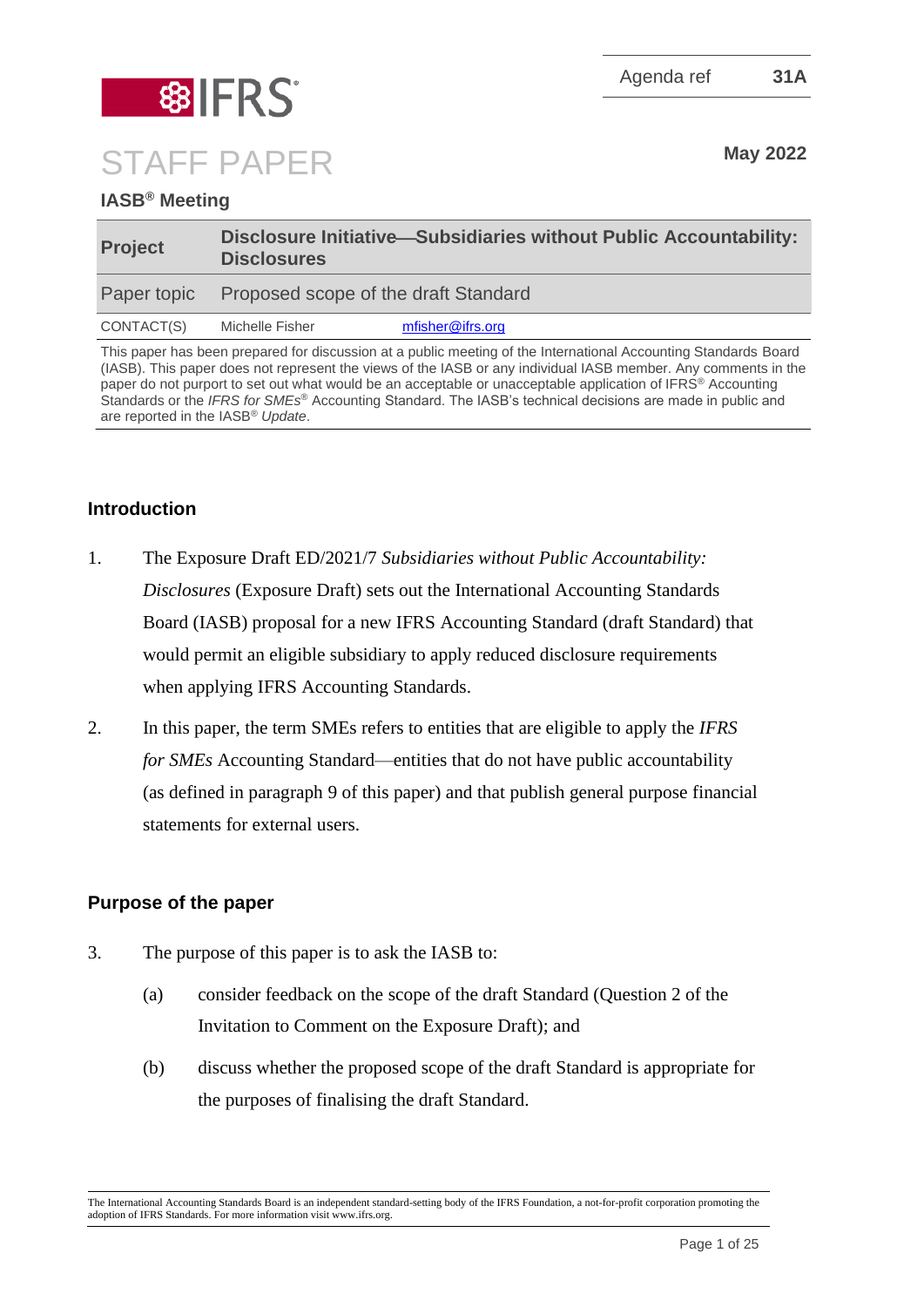Agenda ref **31A**

# STAFF PAPER

**May 2022**

## IASB® Meeting

| **Project** | **Disclosure Initiative—Subsidiaries without Public Accountability: Disclosures** | |
|---|---|---|
| Paper topic | Proposed scope of the draft Standard | |
| CONTACT(S) | Michelle Fisher | mfisher@ifrs.org |

This paper has been prepared for discussion at a public meeting of the International Accounting Standards Board (IASB). This paper does not represent the views of the IASB or any individual IASB member. Any comments in the paper do not purport to set out what would be an acceptable or unacceptable application of IFRS® Accounting Standards or the *IFRS for SMEs*® Accounting Standard. The IASB's technical decisions are made in public and are reported in the IASB® *Update*.

## Introduction

1. The Exposure Draft ED/2021/7 *Subsidiaries without Public Accountability: Disclosures* (Exposure Draft) sets out the International Accounting Standards Board (IASB) proposal for a new IFRS Accounting Standard (draft Standard) that would permit an eligible subsidiary to apply reduced disclosure requirements when applying IFRS Accounting Standards.

2. In this paper, the term SMEs refers to entities that are eligible to apply the *IFRS for SMEs* Accounting Standard—entities that do not have public accountability (as defined in paragraph 9 of this paper) and that publish general purpose financial statements for external users.

## Purpose of the paper

3. The purpose of this paper is to ask the IASB to:
   - (a) consider feedback on the scope of the draft Standard (Question 2 of the Invitation to Comment on the Exposure Draft); and
   - (b) discuss whether the proposed scope of the draft Standard is appropriate for the purposes of finalising the draft Standard.

The International Accounting Standards Board is an independent standard-setting body of the IFRS Foundation, a not-for-profit corporation promoting the adoption of IFRS Standards. For more information visit www.ifrs.org.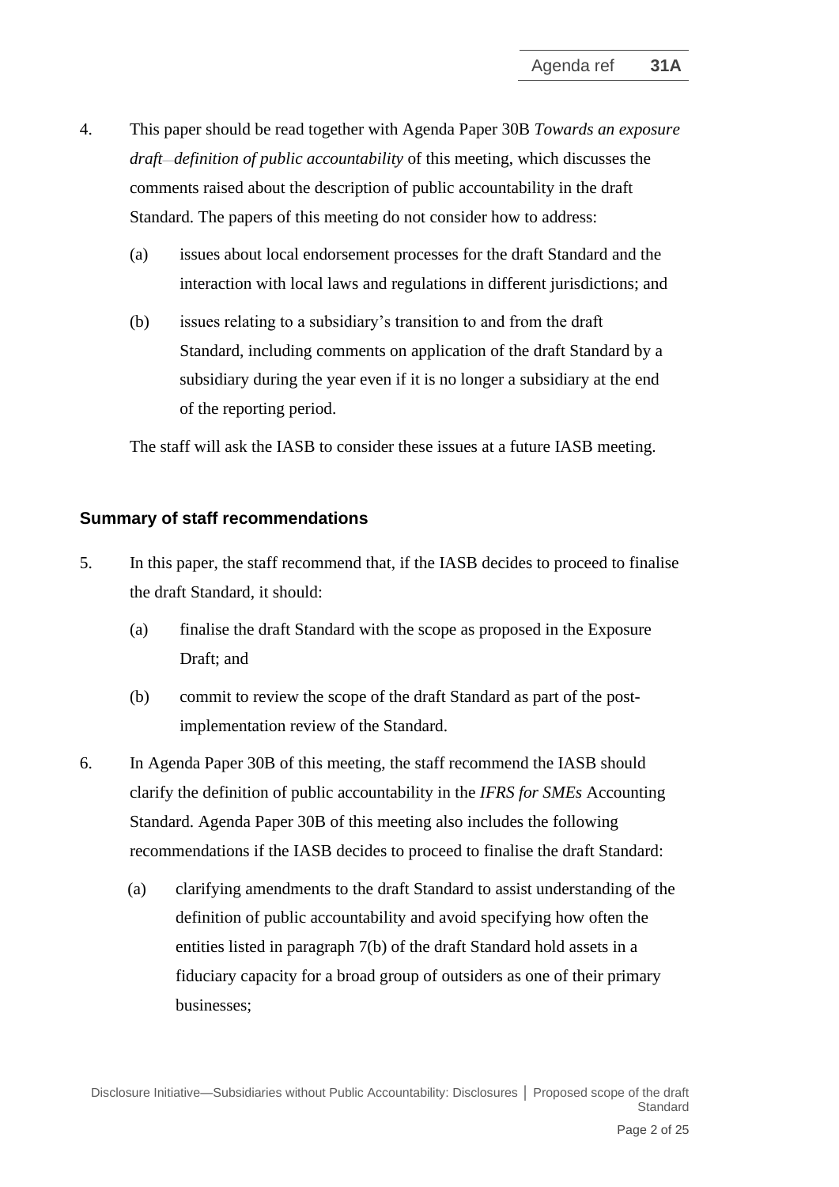4. This paper should be read together with Agenda Paper 30B *Towards an exposure draft—definition of public accountability* of this meeting, which discusses the comments raised about the description of public accountability in the draft Standard. The papers of this meeting do not consider how to address:

   (a) issues about local endorsement processes for the draft Standard and the interaction with local laws and regulations in different jurisdictions; and

   (b) issues relating to a subsidiary's transition to and from the draft Standard, including comments on application of the draft Standard by a subsidiary during the year even if it is no longer a subsidiary at the end of the reporting period.

   The staff will ask the IASB to consider these issues at a future IASB meeting.

## Summary of staff recommendations

5. In this paper, the staff recommend that, if the IASB decides to proceed to finalise the draft Standard, it should:

   (a) finalise the draft Standard with the scope as proposed in the Exposure Draft; and

   (b) commit to review the scope of the draft Standard as part of the post-implementation review of the Standard.

6. In Agenda Paper 30B of this meeting, the staff recommend the IASB should clarify the definition of public accountability in the *IFRS for SMEs* Accounting Standard. Agenda Paper 30B of this meeting also includes the following recommendations if the IASB decides to proceed to finalise the draft Standard:

   (a) clarifying amendments to the draft Standard to assist understanding of the definition of public accountability and avoid specifying how often the entities listed in paragraph 7(b) of the draft Standard hold assets in a fiduciary capacity for a broad group of outsiders as one of their primary businesses;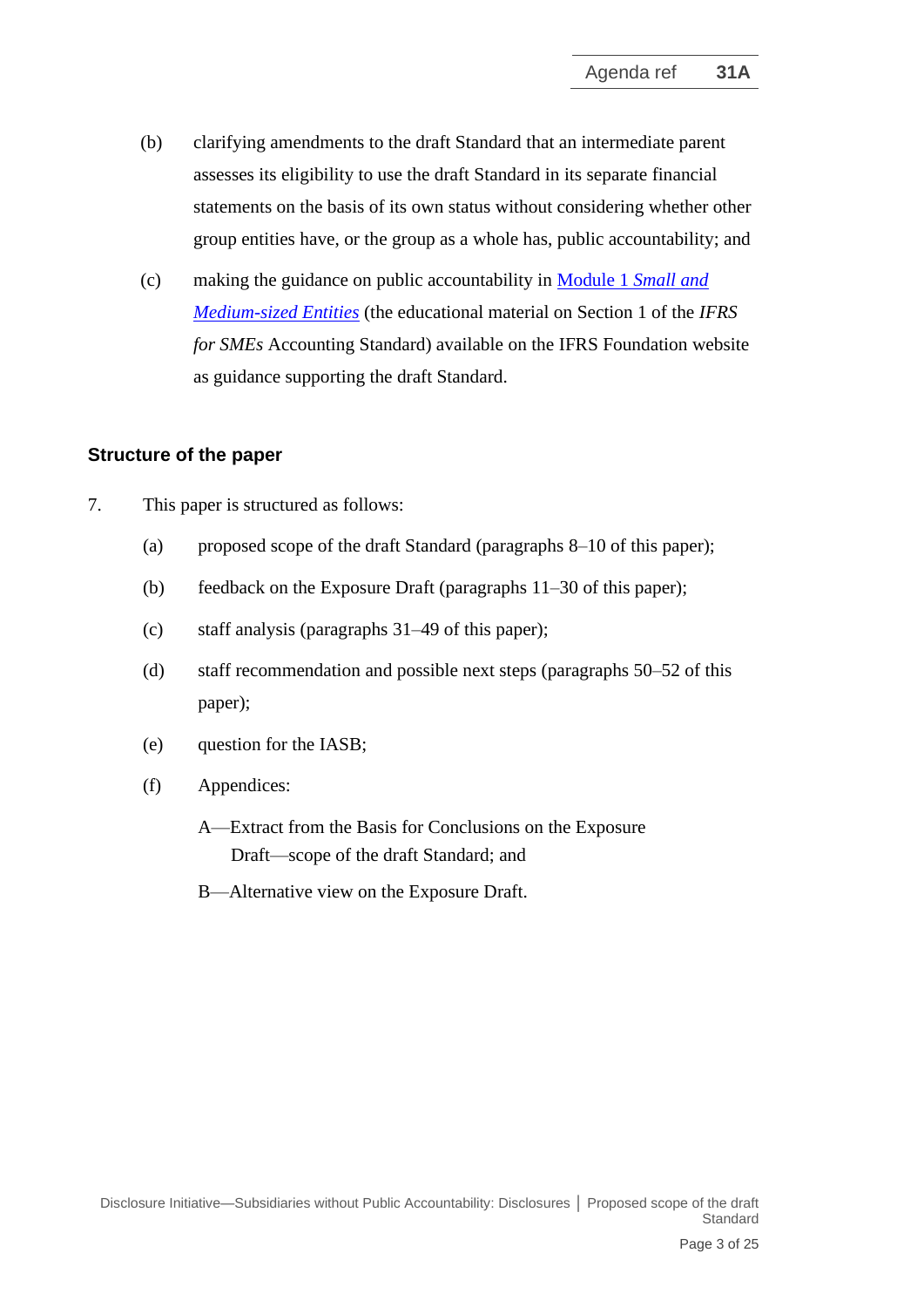(b) clarifying amendments to the draft Standard that an intermediate parent assesses its eligibility to use the draft Standard in its separate financial statements on the basis of its own status without considering whether other group entities have, or the group as a whole has, public accountability; and

(c) making the guidance on public accountability in [Module 1 *Small and Medium-sized Entities*] (the educational material on Section 1 of the *IFRS for SMEs* Accounting Standard) available on the IFRS Foundation website as guidance supporting the draft Standard.

## Structure of the paper

7. This paper is structured as follows:

   (a) proposed scope of the draft Standard (paragraphs 8–10 of this paper);

   (b) feedback on the Exposure Draft (paragraphs 11–30 of this paper);

   (c) staff analysis (paragraphs 31–49 of this paper);

   (d) staff recommendation and possible next steps (paragraphs 50–52 of this paper);

   (e) question for the IASB;

   (f) Appendices:

      A—Extract from the Basis for Conclusions on the Exposure Draft—scope of the draft Standard; and

      B—Alternative view on the Exposure Draft.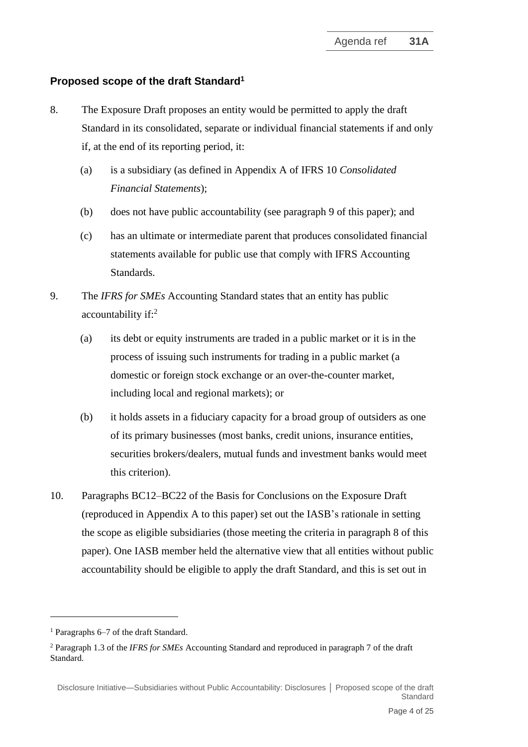## Proposed scope of the draft Standard[1]

8. The Exposure Draft proposes an entity would be permitted to apply the draft Standard in its consolidated, separate or individual financial statements if and only if, at the end of its reporting period, it:

   (a) is a subsidiary (as defined in Appendix A of IFRS 10 *Consolidated Financial Statements*);

   (b) does not have public accountability (see paragraph 9 of this paper); and

   (c) has an ultimate or intermediate parent that produces consolidated financial statements available for public use that comply with IFRS Accounting Standards.

9. The *IFRS for SMEs* Accounting Standard states that an entity has public accountability if:[2]

   (a) its debt or equity instruments are traded in a public market or it is in the process of issuing such instruments for trading in a public market (a domestic or foreign stock exchange or an over-the-counter market, including local and regional markets); or

   (b) it holds assets in a fiduciary capacity for a broad group of outsiders as one of its primary businesses (most banks, credit unions, insurance entities, securities brokers/dealers, mutual funds and investment banks would meet this criterion).

10. Paragraphs BC12–BC22 of the Basis for Conclusions on the Exposure Draft (reproduced in Appendix A to this paper) set out the IASB's rationale in setting the scope as eligible subsidiaries (those meeting the criteria in paragraph 8 of this paper). One IASB member held the alternative view that all entities without public accountability should be eligible to apply the draft Standard, and this is set out in

---

[1] Paragraphs 6–7 of the draft Standard.

[2] Paragraph 1.3 of the *IFRS for SMEs* Accounting Standard and reproduced in paragraph 7 of the draft Standard.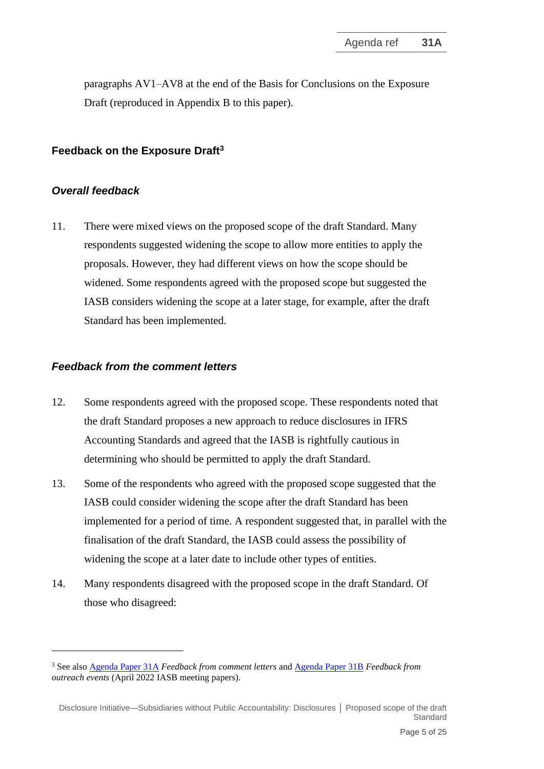paragraphs AV1–AV8 at the end of the Basis for Conclusions on the Exposure Draft (reproduced in Appendix B to this paper).

## Feedback on the Exposure Draft[3]

### *Overall feedback*

11. There were mixed views on the proposed scope of the draft Standard. Many respondents suggested widening the scope to allow more entities to apply the proposals. However, they had different views on how the scope should be widened. Some respondents agreed with the proposed scope but suggested the IASB considers widening the scope at a later stage, for example, after the draft Standard has been implemented.

### *Feedback from the comment letters*

12. Some respondents agreed with the proposed scope. These respondents noted that the draft Standard proposes a new approach to reduce disclosures in IFRS Accounting Standards and agreed that the IASB is rightfully cautious in determining who should be permitted to apply the draft Standard.

13. Some of the respondents who agreed with the proposed scope suggested that the IASB could consider widening the scope after the draft Standard has been implemented for a period of time. A respondent suggested that, in parallel with the finalisation of the draft Standard, the IASB could assess the possibility of widening the scope at a later date to include other types of entities.

14. Many respondents disagreed with the proposed scope in the draft Standard. Of those who disagreed:

---

[3] See also Agenda Paper 31A *Feedback from comment letters* and Agenda Paper 31B *Feedback from outreach events* (April 2022 IASB meeting papers).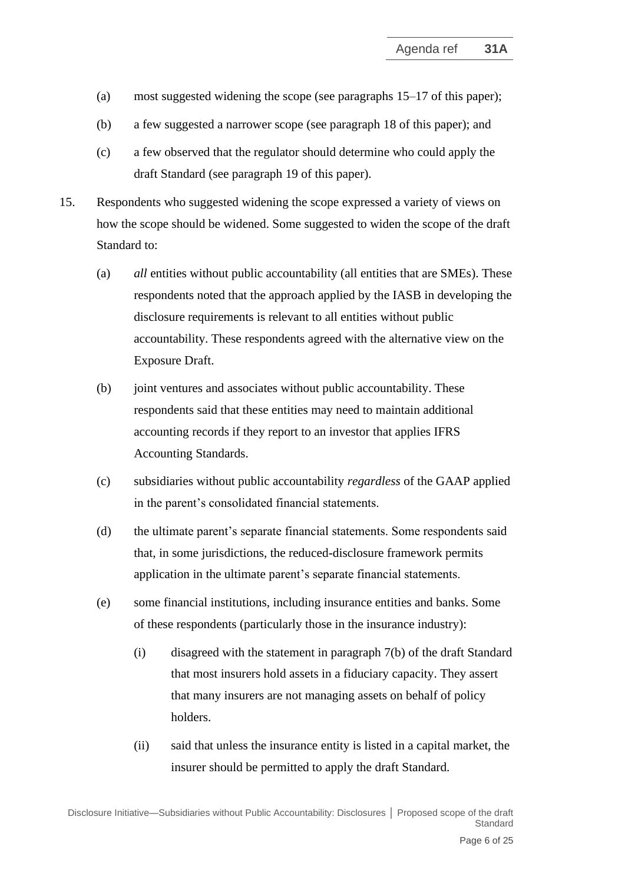(a) most suggested widening the scope (see paragraphs 15–17 of this paper);

(b) a few suggested a narrower scope (see paragraph 18 of this paper); and

(c) a few observed that the regulator should determine who could apply the draft Standard (see paragraph 19 of this paper).

15. Respondents who suggested widening the scope expressed a variety of views on how the scope should be widened. Some suggested to widen the scope of the draft Standard to:

    (a) *all* entities without public accountability (all entities that are SMEs). These respondents noted that the approach applied by the IASB in developing the disclosure requirements is relevant to all entities without public accountability. These respondents agreed with the alternative view on the Exposure Draft.

    (b) joint ventures and associates without public accountability. These respondents said that these entities may need to maintain additional accounting records if they report to an investor that applies IFRS Accounting Standards.

    (c) subsidiaries without public accountability *regardless* of the GAAP applied in the parent's consolidated financial statements.

    (d) the ultimate parent's separate financial statements. Some respondents said that, in some jurisdictions, the reduced-disclosure framework permits application in the ultimate parent's separate financial statements.

    (e) some financial institutions, including insurance entities and banks. Some of these respondents (particularly those in the insurance industry):

        (i) disagreed with the statement in paragraph 7(b) of the draft Standard that most insurers hold assets in a fiduciary capacity. They assert that many insurers are not managing assets on behalf of policy holders.

        (ii) said that unless the insurance entity is listed in a capital market, the insurer should be permitted to apply the draft Standard.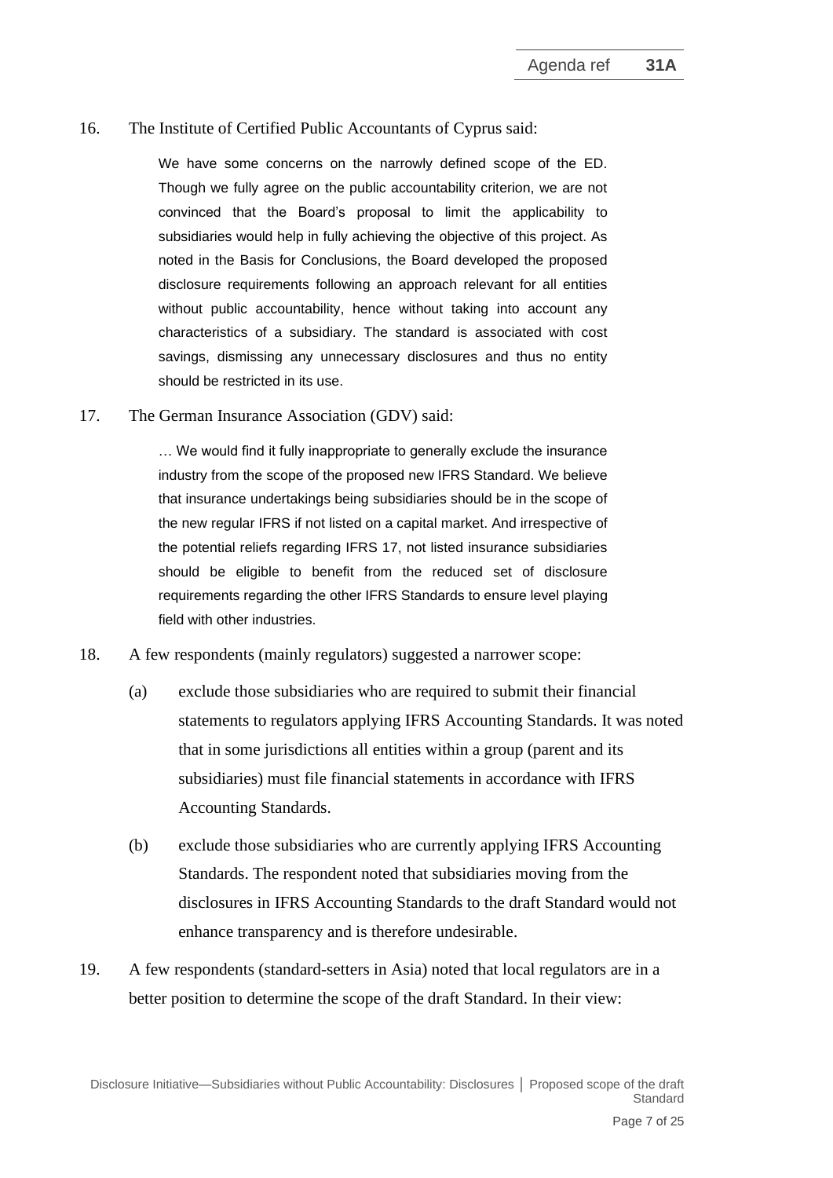16. The Institute of Certified Public Accountants of Cyprus said:

> We have some concerns on the narrowly defined scope of the ED. Though we fully agree on the public accountability criterion, we are not convinced that the Board's proposal to limit the applicability to subsidiaries would help in fully achieving the objective of this project. As noted in the Basis for Conclusions, the Board developed the proposed disclosure requirements following an approach relevant for all entities without public accountability, hence without taking into account any characteristics of a subsidiary. The standard is associated with cost savings, dismissing any unnecessary disclosures and thus no entity should be restricted in its use.

17. The German Insurance Association (GDV) said:

> … We would find it fully inappropriate to generally exclude the insurance industry from the scope of the proposed new IFRS Standard. We believe that insurance undertakings being subsidiaries should be in the scope of the new regular IFRS if not listed on a capital market. And irrespective of the potential reliefs regarding IFRS 17, not listed insurance subsidiaries should be eligible to benefit from the reduced set of disclosure requirements regarding the other IFRS Standards to ensure level playing field with other industries.

18. A few respondents (mainly regulators) suggested a narrower scope:

    (a) exclude those subsidiaries who are required to submit their financial statements to regulators applying IFRS Accounting Standards. It was noted that in some jurisdictions all entities within a group (parent and its subsidiaries) must file financial statements in accordance with IFRS Accounting Standards.

    (b) exclude those subsidiaries who are currently applying IFRS Accounting Standards. The respondent noted that subsidiaries moving from the disclosures in IFRS Accounting Standards to the draft Standard would not enhance transparency and is therefore undesirable.

19. A few respondents (standard-setters in Asia) noted that local regulators are in a better position to determine the scope of the draft Standard. In their view: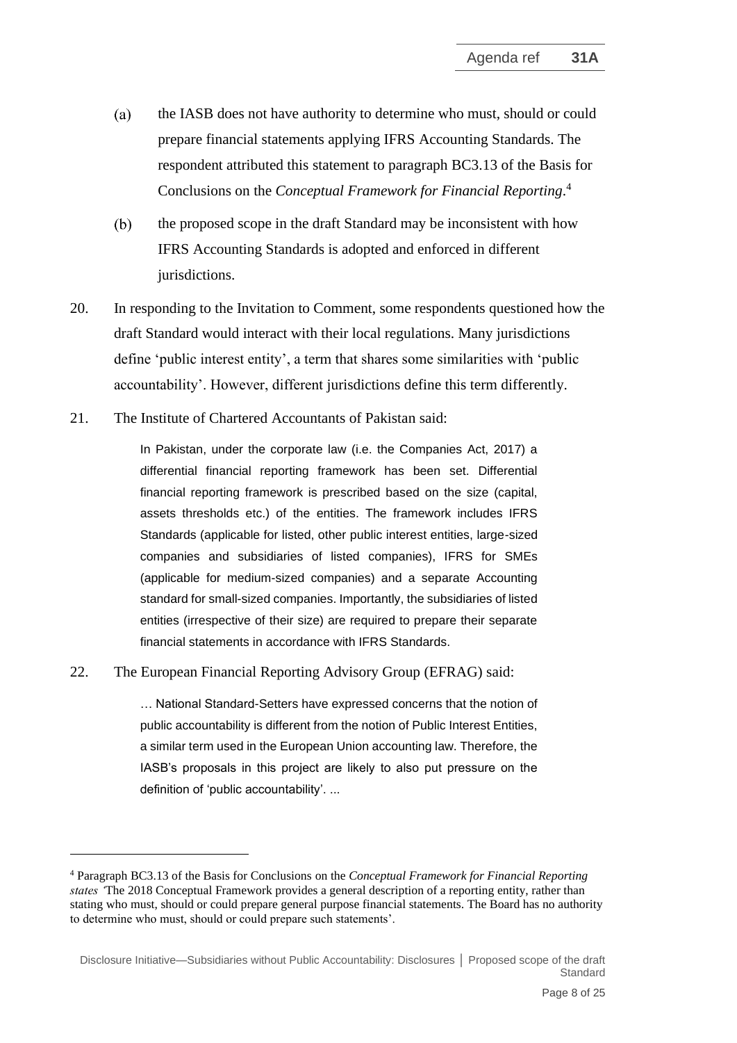(a) the IASB does not have authority to determine who must, should or could prepare financial statements applying IFRS Accounting Standards. The respondent attributed this statement to paragraph BC3.13 of the Basis for Conclusions on the *Conceptual Framework for Financial Reporting*.[4]

(b) the proposed scope in the draft Standard may be inconsistent with how IFRS Accounting Standards is adopted and enforced in different jurisdictions.

20. In responding to the Invitation to Comment, some respondents questioned how the draft Standard would interact with their local regulations. Many jurisdictions define 'public interest entity', a term that shares some similarities with 'public accountability'. However, different jurisdictions define this term differently.

21. The Institute of Chartered Accountants of Pakistan said:

> In Pakistan, under the corporate law (i.e. the Companies Act, 2017) a differential financial reporting framework has been set. Differential financial reporting framework is prescribed based on the size (capital, assets thresholds etc.) of the entities. The framework includes IFRS Standards (applicable for listed, other public interest entities, large-sized companies and subsidiaries of listed companies), IFRS for SMEs (applicable for medium-sized companies) and a separate Accounting standard for small-sized companies. Importantly, the subsidiaries of listed entities (irrespective of their size) are required to prepare their separate financial statements in accordance with IFRS Standards.

22. The European Financial Reporting Advisory Group (EFRAG) said:

> … National Standard-Setters have expressed concerns that the notion of public accountability is different from the notion of Public Interest Entities, a similar term used in the European Union accounting law. Therefore, the IASB's proposals in this project are likely to also put pressure on the definition of 'public accountability'. ...

---

[4] Paragraph BC3.13 of the Basis for Conclusions on the *Conceptual Framework for Financial Reporting states* 'The 2018 Conceptual Framework provides a general description of a reporting entity, rather than stating who must, should or could prepare general purpose financial statements. The Board has no authority to determine who must, should or could prepare such statements'.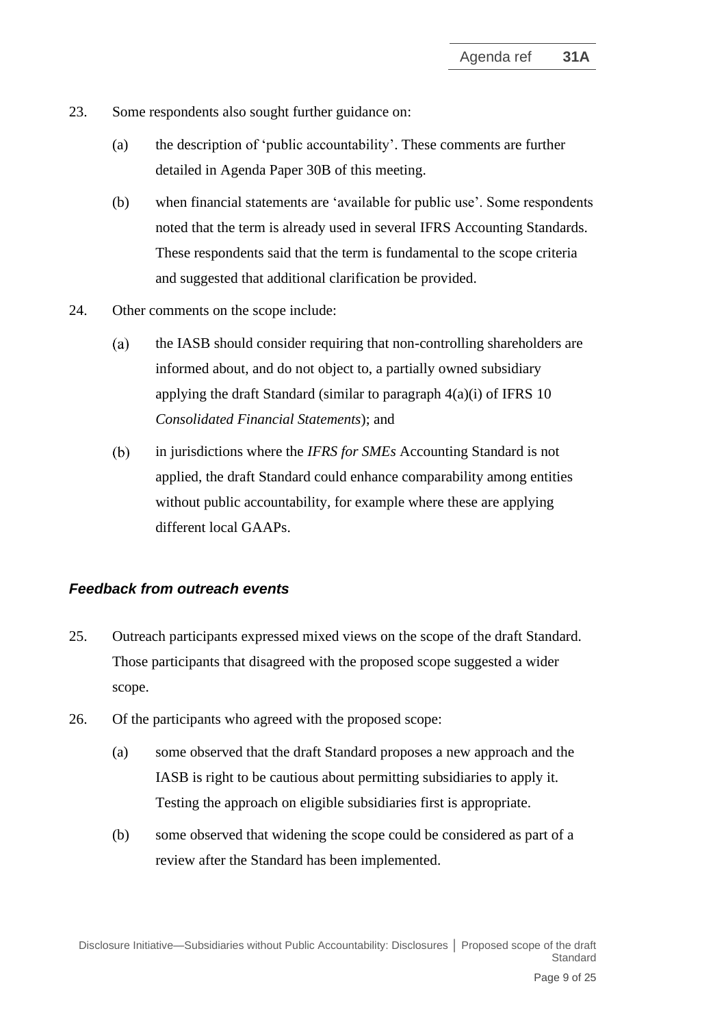23. Some respondents also sought further guidance on:

    (a) the description of 'public accountability'. These comments are further detailed in Agenda Paper 30B of this meeting.

    (b) when financial statements are 'available for public use'. Some respondents noted that the term is already used in several IFRS Accounting Standards. These respondents said that the term is fundamental to the scope criteria and suggested that additional clarification be provided.

24. Other comments on the scope include:

    (a) the IASB should consider requiring that non-controlling shareholders are informed about, and do not object to, a partially owned subsidiary applying the draft Standard (similar to paragraph 4(a)(i) of IFRS 10 *Consolidated Financial Statements*); and

    (b) in jurisdictions where the *IFRS for SMEs* Accounting Standard is not applied, the draft Standard could enhance comparability among entities without public accountability, for example where these are applying different local GAAPs.

### *Feedback from outreach events*

25. Outreach participants expressed mixed views on the scope of the draft Standard. Those participants that disagreed with the proposed scope suggested a wider scope.

26. Of the participants who agreed with the proposed scope:

    (a) some observed that the draft Standard proposes a new approach and the IASB is right to be cautious about permitting subsidiaries to apply it. Testing the approach on eligible subsidiaries first is appropriate.

    (b) some observed that widening the scope could be considered as part of a review after the Standard has been implemented.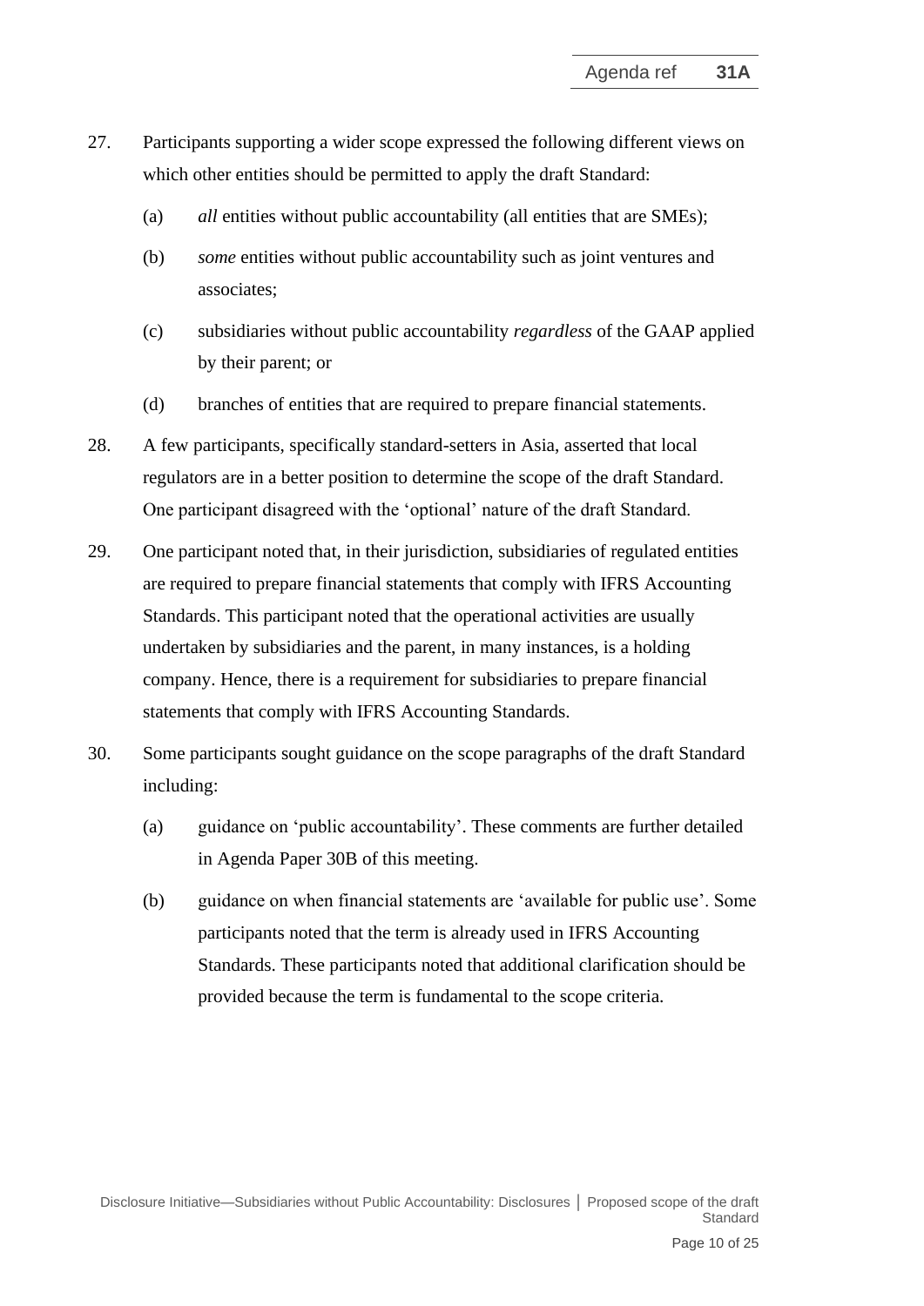27. Participants supporting a wider scope expressed the following different views on which other entities should be permitted to apply the draft Standard:

    (a) *all* entities without public accountability (all entities that are SMEs);

    (b) *some* entities without public accountability such as joint ventures and associates;

    (c) subsidiaries without public accountability *regardless* of the GAAP applied by their parent; or

    (d) branches of entities that are required to prepare financial statements.

28. A few participants, specifically standard-setters in Asia, asserted that local regulators are in a better position to determine the scope of the draft Standard. One participant disagreed with the 'optional' nature of the draft Standard.

29. One participant noted that, in their jurisdiction, subsidiaries of regulated entities are required to prepare financial statements that comply with IFRS Accounting Standards. This participant noted that the operational activities are usually undertaken by subsidiaries and the parent, in many instances, is a holding company. Hence, there is a requirement for subsidiaries to prepare financial statements that comply with IFRS Accounting Standards.

30. Some participants sought guidance on the scope paragraphs of the draft Standard including:

    (a) guidance on 'public accountability'. These comments are further detailed in Agenda Paper 30B of this meeting.

    (b) guidance on when financial statements are 'available for public use'. Some participants noted that the term is already used in IFRS Accounting Standards. These participants noted that additional clarification should be provided because the term is fundamental to the scope criteria.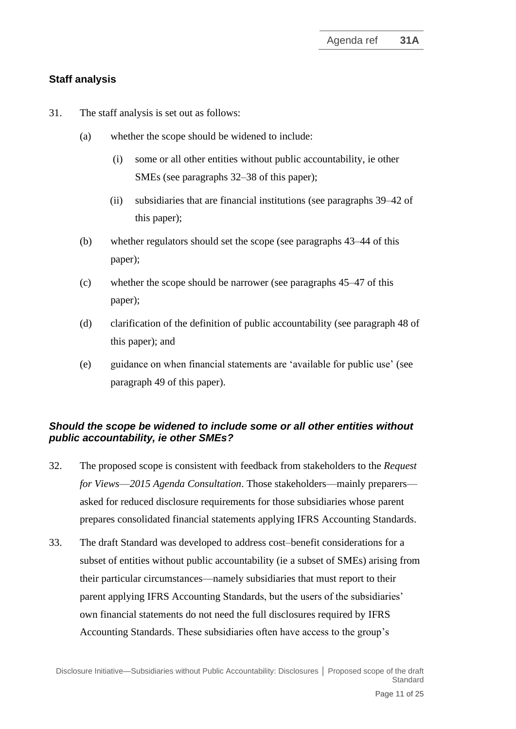## Staff analysis

31. The staff analysis is set out as follows:

    (a) whether the scope should be widened to include:

        (i) some or all other entities without public accountability, ie other SMEs (see paragraphs 32–38 of this paper);

        (ii) subsidiaries that are financial institutions (see paragraphs 39–42 of this paper);

    (b) whether regulators should set the scope (see paragraphs 43–44 of this paper);

    (c) whether the scope should be narrower (see paragraphs 45–47 of this paper);

    (d) clarification of the definition of public accountability (see paragraph 48 of this paper); and

    (e) guidance on when financial statements are 'available for public use' (see paragraph 49 of this paper).

### *Should the scope be widened to include some or all other entities without public accountability, ie other SMEs?*

32. The proposed scope is consistent with feedback from stakeholders to the *Request for Views—2015 Agenda Consultation*. Those stakeholders—mainly preparers—asked for reduced disclosure requirements for those subsidiaries whose parent prepares consolidated financial statements applying IFRS Accounting Standards.

33. The draft Standard was developed to address cost–benefit considerations for a subset of entities without public accountability (ie a subset of SMEs) arising from their particular circumstances—namely subsidiaries that must report to their parent applying IFRS Accounting Standards, but the users of the subsidiaries' own financial statements do not need the full disclosures required by IFRS Accounting Standards. These subsidiaries often have access to the group's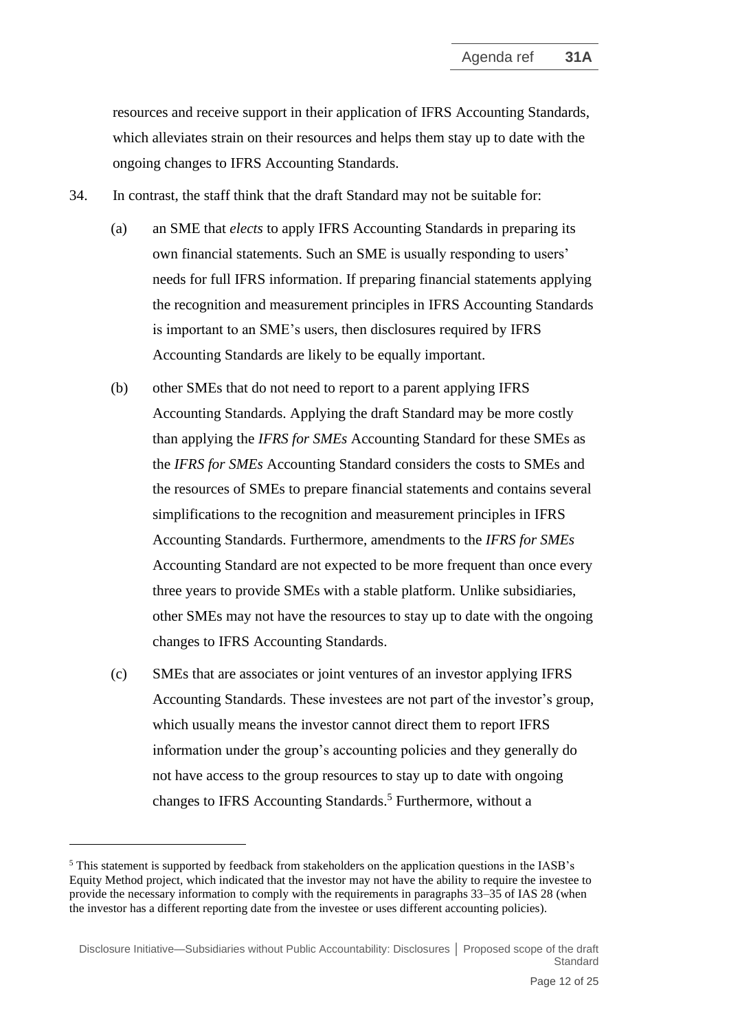resources and receive support in their application of IFRS Accounting Standards, which alleviates strain on their resources and helps them stay up to date with the ongoing changes to IFRS Accounting Standards.

34. In contrast, the staff think that the draft Standard may not be suitable for:

    (a) an SME that *elects* to apply IFRS Accounting Standards in preparing its own financial statements. Such an SME is usually responding to users' needs for full IFRS information. If preparing financial statements applying the recognition and measurement principles in IFRS Accounting Standards is important to an SME's users, then disclosures required by IFRS Accounting Standards are likely to be equally important.

    (b) other SMEs that do not need to report to a parent applying IFRS Accounting Standards. Applying the draft Standard may be more costly than applying the *IFRS for SMEs* Accounting Standard for these SMEs as the *IFRS for SMEs* Accounting Standard considers the costs to SMEs and the resources of SMEs to prepare financial statements and contains several simplifications to the recognition and measurement principles in IFRS Accounting Standards. Furthermore, amendments to the *IFRS for SMEs* Accounting Standard are not expected to be more frequent than once every three years to provide SMEs with a stable platform. Unlike subsidiaries, other SMEs may not have the resources to stay up to date with the ongoing changes to IFRS Accounting Standards.

    (c) SMEs that are associates or joint ventures of an investor applying IFRS Accounting Standards. These investees are not part of the investor's group, which usually means the investor cannot direct them to report IFRS information under the group's accounting policies and they generally do not have access to the group resources to stay up to date with ongoing changes to IFRS Accounting Standards.[5] Furthermore, without a

[5] This statement is supported by feedback from stakeholders on the application questions in the IASB's Equity Method project, which indicated that the investor may not have the ability to require the investee to provide the necessary information to comply with the requirements in paragraphs 33–35 of IAS 28 (when the investor has a different reporting date from the investee or uses different accounting policies).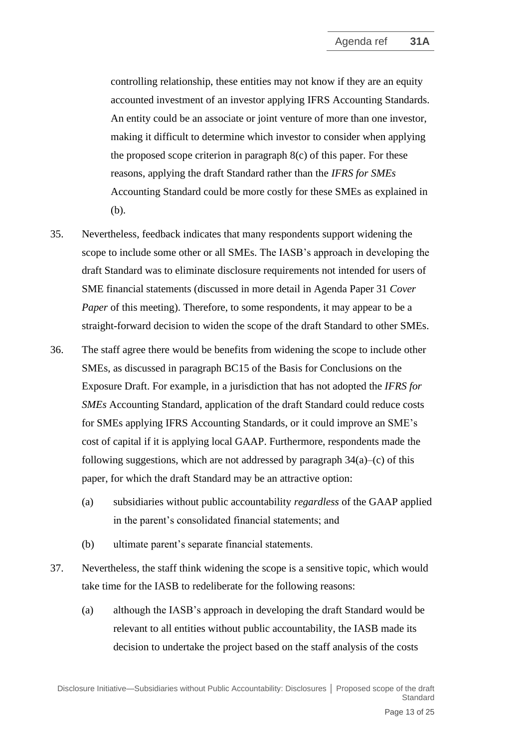controlling relationship, these entities may not know if they are an equity accounted investment of an investor applying IFRS Accounting Standards. An entity could be an associate or joint venture of more than one investor, making it difficult to determine which investor to consider when applying the proposed scope criterion in paragraph 8(c) of this paper. For these reasons, applying the draft Standard rather than the *IFRS for SMEs* Accounting Standard could be more costly for these SMEs as explained in (b).

35. Nevertheless, feedback indicates that many respondents support widening the scope to include some other or all SMEs. The IASB's approach in developing the draft Standard was to eliminate disclosure requirements not intended for users of SME financial statements (discussed in more detail in Agenda Paper 31 *Cover Paper* of this meeting). Therefore, to some respondents, it may appear to be a straight-forward decision to widen the scope of the draft Standard to other SMEs.

36. The staff agree there would be benefits from widening the scope to include other SMEs, as discussed in paragraph BC15 of the Basis for Conclusions on the Exposure Draft. For example, in a jurisdiction that has not adopted the *IFRS for SMEs* Accounting Standard, application of the draft Standard could reduce costs for SMEs applying IFRS Accounting Standards, or it could improve an SME's cost of capital if it is applying local GAAP. Furthermore, respondents made the following suggestions, which are not addressed by paragraph 34(a)–(c) of this paper, for which the draft Standard may be an attractive option:

    (a) subsidiaries without public accountability *regardless* of the GAAP applied in the parent's consolidated financial statements; and

    (b) ultimate parent's separate financial statements.

37. Nevertheless, the staff think widening the scope is a sensitive topic, which would take time for the IASB to redeliberate for the following reasons:

    (a) although the IASB's approach in developing the draft Standard would be relevant to all entities without public accountability, the IASB made its decision to undertake the project based on the staff analysis of the costs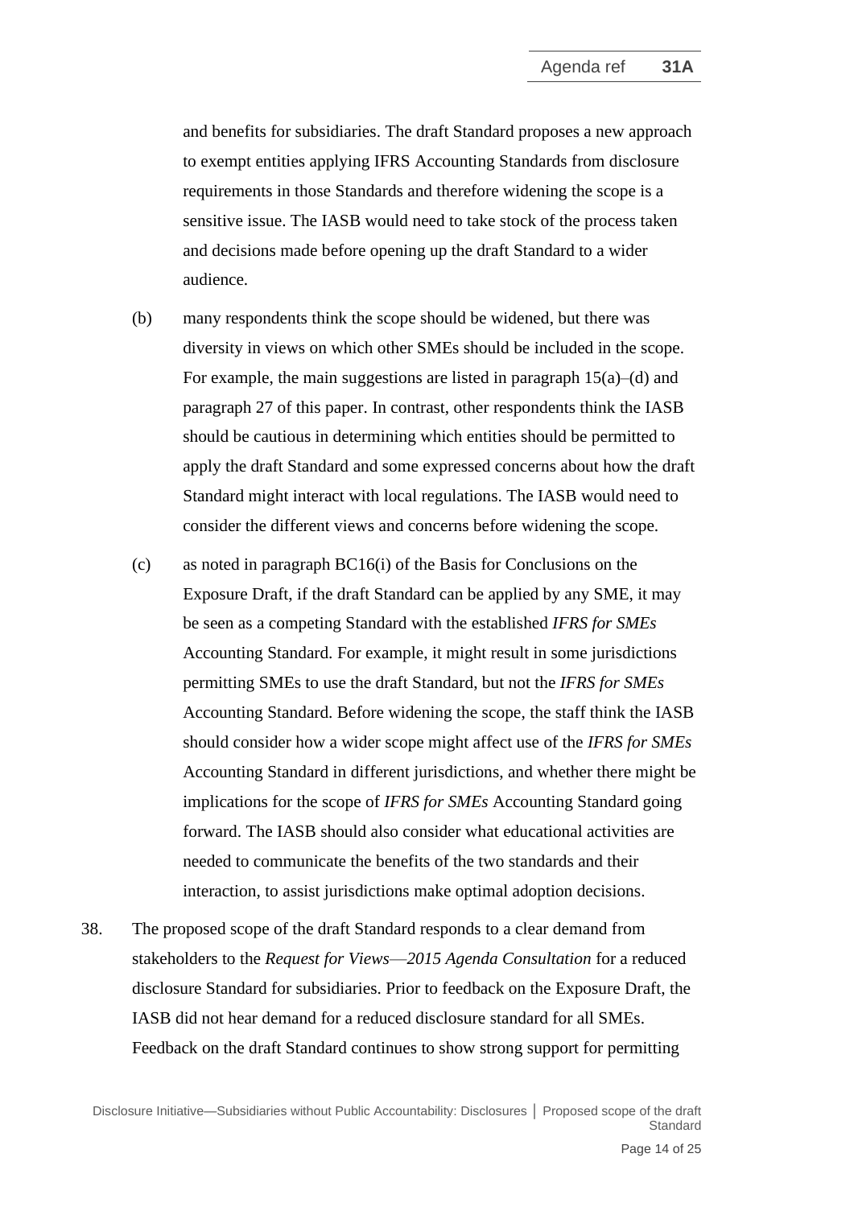and benefits for subsidiaries. The draft Standard proposes a new approach to exempt entities applying IFRS Accounting Standards from disclosure requirements in those Standards and therefore widening the scope is a sensitive issue. The IASB would need to take stock of the process taken and decisions made before opening up the draft Standard to a wider audience.

(b) many respondents think the scope should be widened, but there was diversity in views on which other SMEs should be included in the scope. For example, the main suggestions are listed in paragraph 15(a)–(d) and paragraph 27 of this paper. In contrast, other respondents think the IASB should be cautious in determining which entities should be permitted to apply the draft Standard and some expressed concerns about how the draft Standard might interact with local regulations. The IASB would need to consider the different views and concerns before widening the scope.

(c) as noted in paragraph BC16(i) of the Basis for Conclusions on the Exposure Draft, if the draft Standard can be applied by any SME, it may be seen as a competing Standard with the established *IFRS for SMEs* Accounting Standard. For example, it might result in some jurisdictions permitting SMEs to use the draft Standard, but not the *IFRS for SMEs* Accounting Standard. Before widening the scope, the staff think the IASB should consider how a wider scope might affect use of the *IFRS for SMEs* Accounting Standard in different jurisdictions, and whether there might be implications for the scope of *IFRS for SMEs* Accounting Standard going forward. The IASB should also consider what educational activities are needed to communicate the benefits of the two standards and their interaction, to assist jurisdictions make optimal adoption decisions.

38. The proposed scope of the draft Standard responds to a clear demand from stakeholders to the *Request for Views—2015 Agenda Consultation* for a reduced disclosure Standard for subsidiaries. Prior to feedback on the Exposure Draft, the IASB did not hear demand for a reduced disclosure standard for all SMEs. Feedback on the draft Standard continues to show strong support for permitting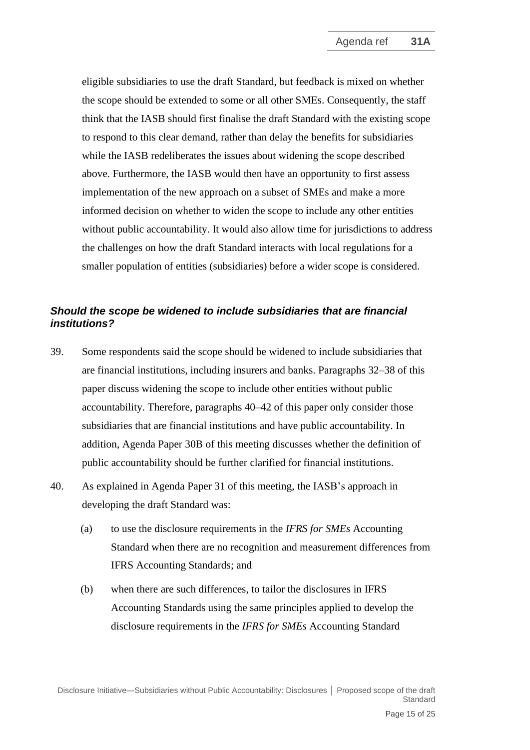eligible subsidiaries to use the draft Standard, but feedback is mixed on whether the scope should be extended to some or all other SMEs. Consequently, the staff think that the IASB should first finalise the draft Standard with the existing scope to respond to this clear demand, rather than delay the benefits for subsidiaries while the IASB redeliberates the issues about widening the scope described above. Furthermore, the IASB would then have an opportunity to first assess implementation of the new approach on a subset of SMEs and make a more informed decision on whether to widen the scope to include any other entities without public accountability. It would also allow time for jurisdictions to address the challenges on how the draft Standard interacts with local regulations for a smaller population of entities (subsidiaries) before a wider scope is considered.

### *Should the scope be widened to include subsidiaries that are financial institutions?*

39. Some respondents said the scope should be widened to include subsidiaries that are financial institutions, including insurers and banks. Paragraphs 32–38 of this paper discuss widening the scope to include other entities without public accountability. Therefore, paragraphs 40–42 of this paper only consider those subsidiaries that are financial institutions and have public accountability. In addition, Agenda Paper 30B of this meeting discusses whether the definition of public accountability should be further clarified for financial institutions.

40. As explained in Agenda Paper 31 of this meeting, the IASB's approach in developing the draft Standard was:

    (a) to use the disclosure requirements in the *IFRS for SMEs* Accounting Standard when there are no recognition and measurement differences from IFRS Accounting Standards; and

    (b) when there are such differences, to tailor the disclosures in IFRS Accounting Standards using the same principles applied to develop the disclosure requirements in the *IFRS for SMEs* Accounting Standard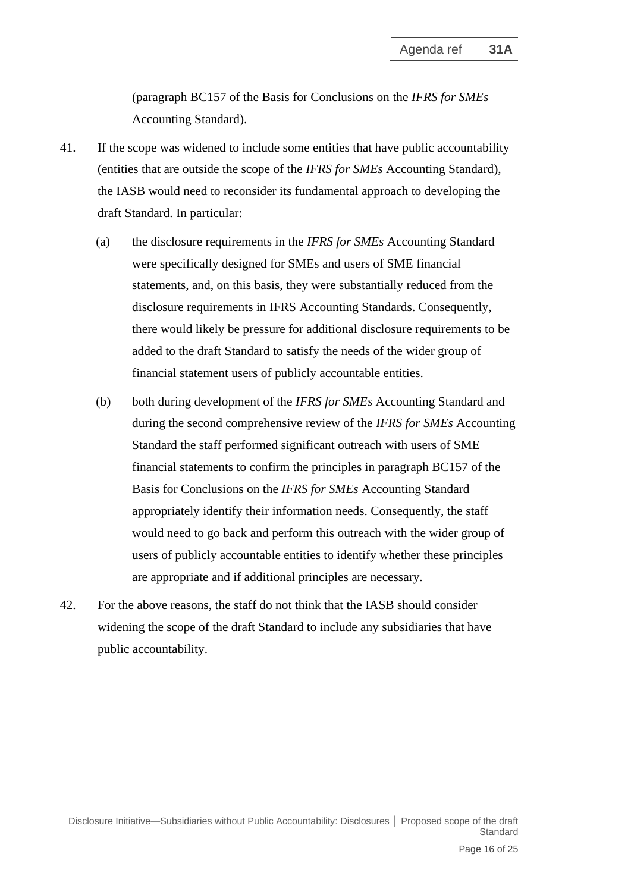(paragraph BC157 of the Basis for Conclusions on the *IFRS for SMEs* Accounting Standard).

41. If the scope was widened to include some entities that have public accountability (entities that are outside the scope of the *IFRS for SMEs* Accounting Standard), the IASB would need to reconsider its fundamental approach to developing the draft Standard. In particular:

    (a) the disclosure requirements in the *IFRS for SMEs* Accounting Standard were specifically designed for SMEs and users of SME financial statements, and, on this basis, they were substantially reduced from the disclosure requirements in IFRS Accounting Standards. Consequently, there would likely be pressure for additional disclosure requirements to be added to the draft Standard to satisfy the needs of the wider group of financial statement users of publicly accountable entities.

    (b) both during development of the *IFRS for SMEs* Accounting Standard and during the second comprehensive review of the *IFRS for SMEs* Accounting Standard the staff performed significant outreach with users of SME financial statements to confirm the principles in paragraph BC157 of the Basis for Conclusions on the *IFRS for SMEs* Accounting Standard appropriately identify their information needs. Consequently, the staff would need to go back and perform this outreach with the wider group of users of publicly accountable entities to identify whether these principles are appropriate and if additional principles are necessary.

42. For the above reasons, the staff do not think that the IASB should consider widening the scope of the draft Standard to include any subsidiaries that have public accountability.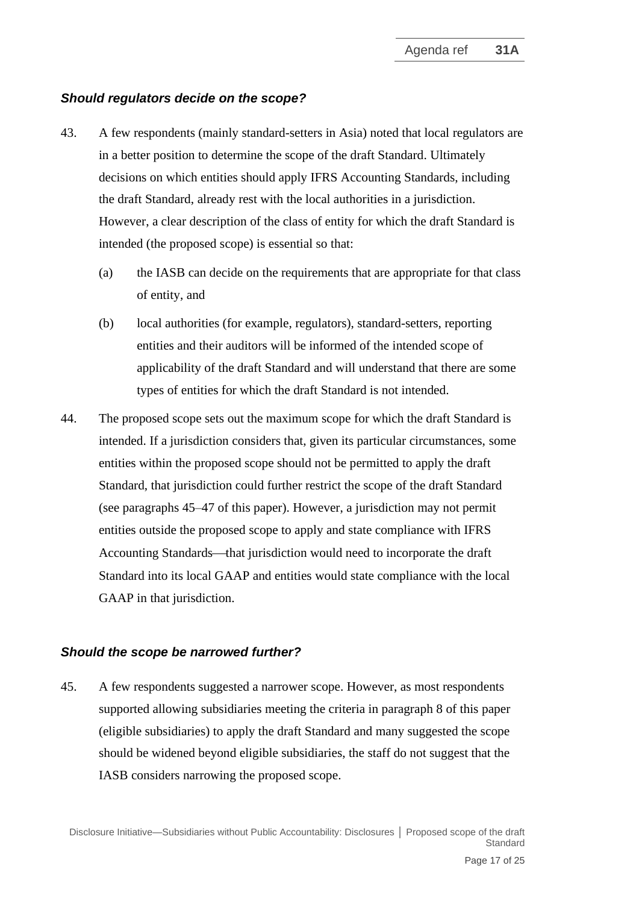### *Should regulators decide on the scope?*

43. A few respondents (mainly standard-setters in Asia) noted that local regulators are in a better position to determine the scope of the draft Standard. Ultimately decisions on which entities should apply IFRS Accounting Standards, including the draft Standard, already rest with the local authorities in a jurisdiction. However, a clear description of the class of entity for which the draft Standard is intended (the proposed scope) is essential so that:

    (a) the IASB can decide on the requirements that are appropriate for that class of entity, and

    (b) local authorities (for example, regulators), standard-setters, reporting entities and their auditors will be informed of the intended scope of applicability of the draft Standard and will understand that there are some types of entities for which the draft Standard is not intended.

44. The proposed scope sets out the maximum scope for which the draft Standard is intended. If a jurisdiction considers that, given its particular circumstances, some entities within the proposed scope should not be permitted to apply the draft Standard, that jurisdiction could further restrict the scope of the draft Standard (see paragraphs 45–47 of this paper). However, a jurisdiction may not permit entities outside the proposed scope to apply and state compliance with IFRS Accounting Standards—that jurisdiction would need to incorporate the draft Standard into its local GAAP and entities would state compliance with the local GAAP in that jurisdiction.

### *Should the scope be narrowed further?*

45. A few respondents suggested a narrower scope. However, as most respondents supported allowing subsidiaries meeting the criteria in paragraph 8 of this paper (eligible subsidiaries) to apply the draft Standard and many suggested the scope should be widened beyond eligible subsidiaries, the staff do not suggest that the IASB considers narrowing the proposed scope.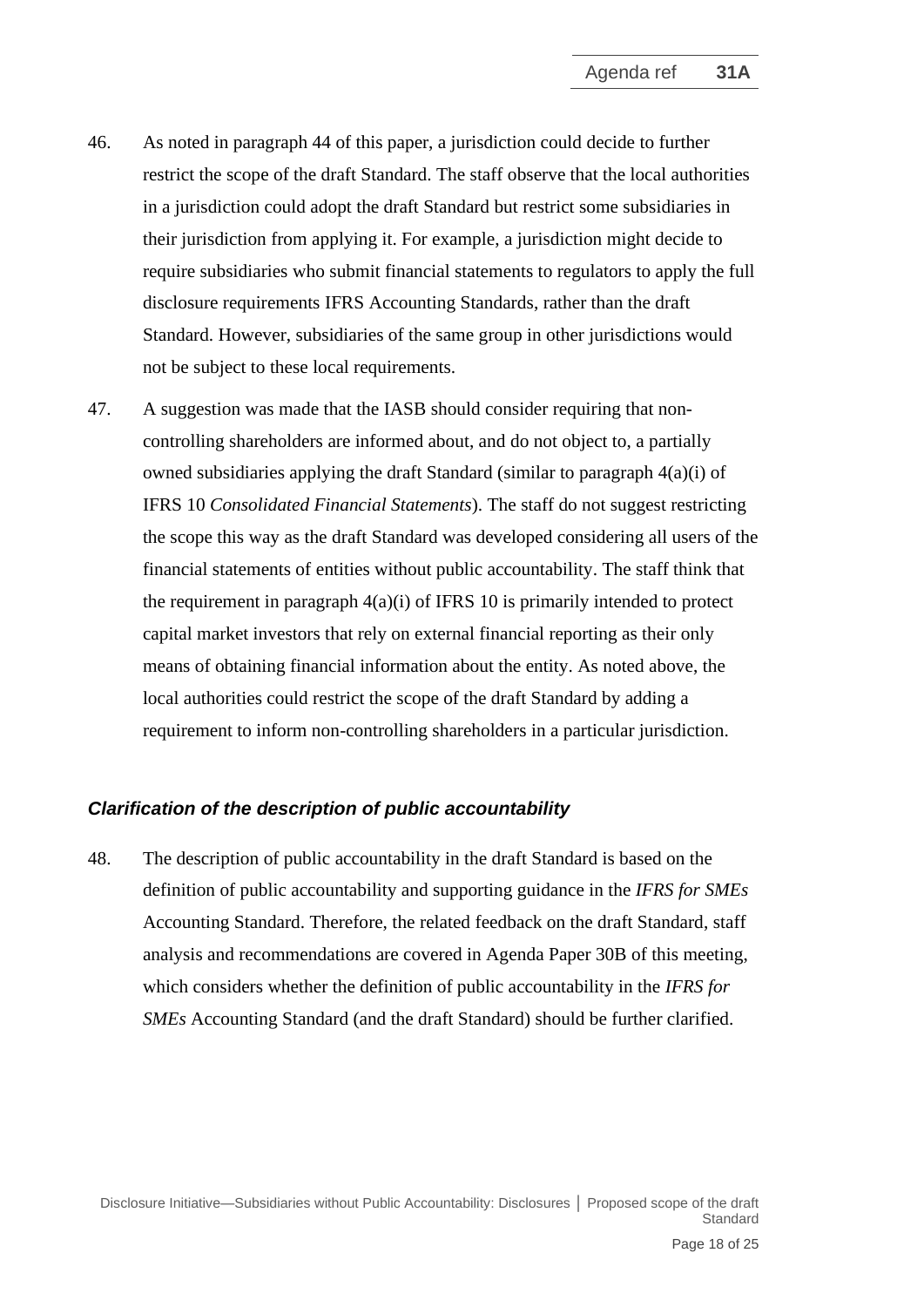46. As noted in paragraph 44 of this paper, a jurisdiction could decide to further restrict the scope of the draft Standard. The staff observe that the local authorities in a jurisdiction could adopt the draft Standard but restrict some subsidiaries in their jurisdiction from applying it. For example, a jurisdiction might decide to require subsidiaries who submit financial statements to regulators to apply the full disclosure requirements IFRS Accounting Standards, rather than the draft Standard. However, subsidiaries of the same group in other jurisdictions would not be subject to these local requirements.

47. A suggestion was made that the IASB should consider requiring that non-controlling shareholders are informed about, and do not object to, a partially owned subsidiaries applying the draft Standard (similar to paragraph 4(a)(i) of IFRS 10 *Consolidated Financial Statements*). The staff do not suggest restricting the scope this way as the draft Standard was developed considering all users of the financial statements of entities without public accountability. The staff think that the requirement in paragraph 4(a)(i) of IFRS 10 is primarily intended to protect capital market investors that rely on external financial reporting as their only means of obtaining financial information about the entity. As noted above, the local authorities could restrict the scope of the draft Standard by adding a requirement to inform non-controlling shareholders in a particular jurisdiction.

### *Clarification of the description of public accountability*

48. The description of public accountability in the draft Standard is based on the definition of public accountability and supporting guidance in the *IFRS for SMEs* Accounting Standard. Therefore, the related feedback on the draft Standard, staff analysis and recommendations are covered in Agenda Paper 30B of this meeting, which considers whether the definition of public accountability in the *IFRS for SMEs* Accounting Standard (and the draft Standard) should be further clarified.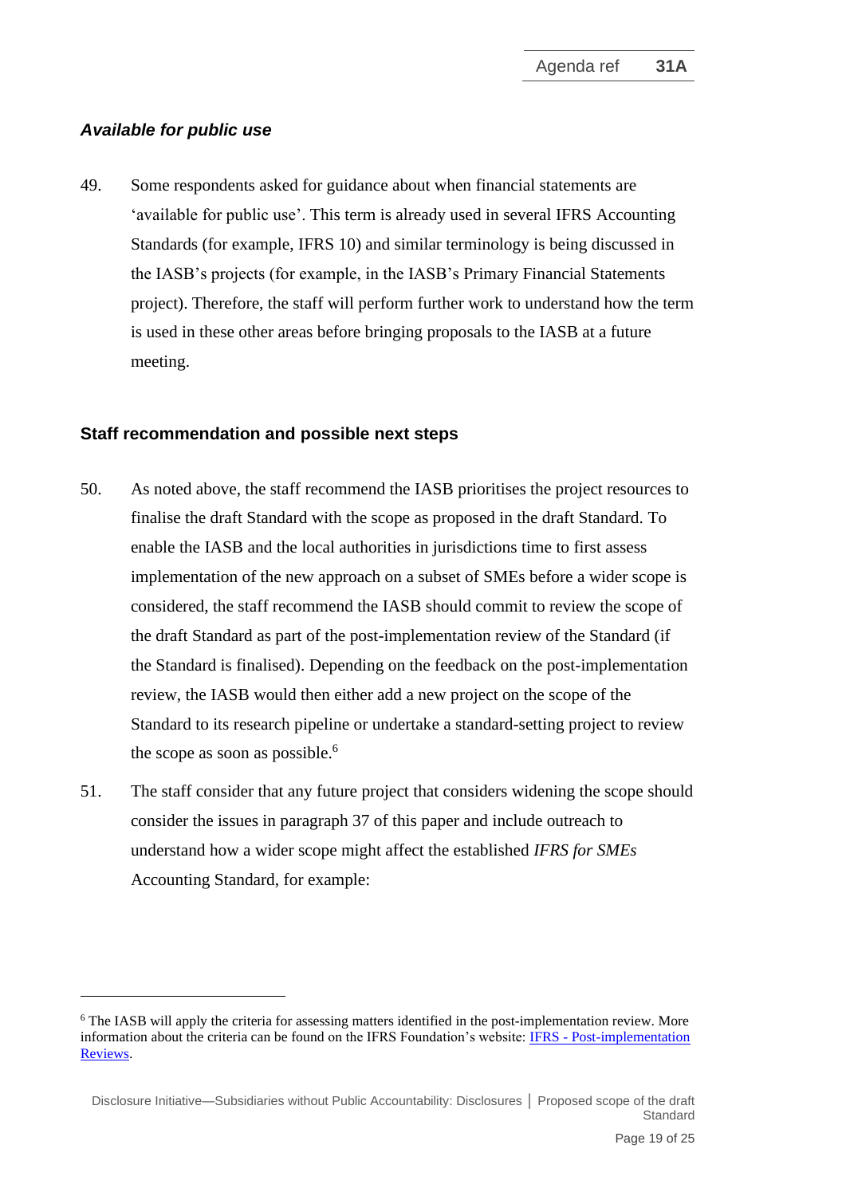### *Available for public use*

49. Some respondents asked for guidance about when financial statements are 'available for public use'. This term is already used in several IFRS Accounting Standards (for example, IFRS 10) and similar terminology is being discussed in the IASB's projects (for example, in the IASB's Primary Financial Statements project). Therefore, the staff will perform further work to understand how the term is used in these other areas before bringing proposals to the IASB at a future meeting.

## Staff recommendation and possible next steps

50. As noted above, the staff recommend the IASB prioritises the project resources to finalise the draft Standard with the scope as proposed in the draft Standard. To enable the IASB and the local authorities in jurisdictions time to first assess implementation of the new approach on a subset of SMEs before a wider scope is considered, the staff recommend the IASB should commit to review the scope of the draft Standard as part of the post-implementation review of the Standard (if the Standard is finalised). Depending on the feedback on the post-implementation review, the IASB would then either add a new project on the scope of the Standard to its research pipeline or undertake a standard-setting project to review the scope as soon as possible.[6]

51. The staff consider that any future project that considers widening the scope should consider the issues in paragraph 37 of this paper and include outreach to understand how a wider scope might affect the established *IFRS for SMEs* Accounting Standard, for example:

---

[6] The IASB will apply the criteria for assessing matters identified in the post-implementation review. More information about the criteria can be found on the IFRS Foundation's website: [IFRS - Post-implementation Reviews](IFRS - Post-implementation Reviews).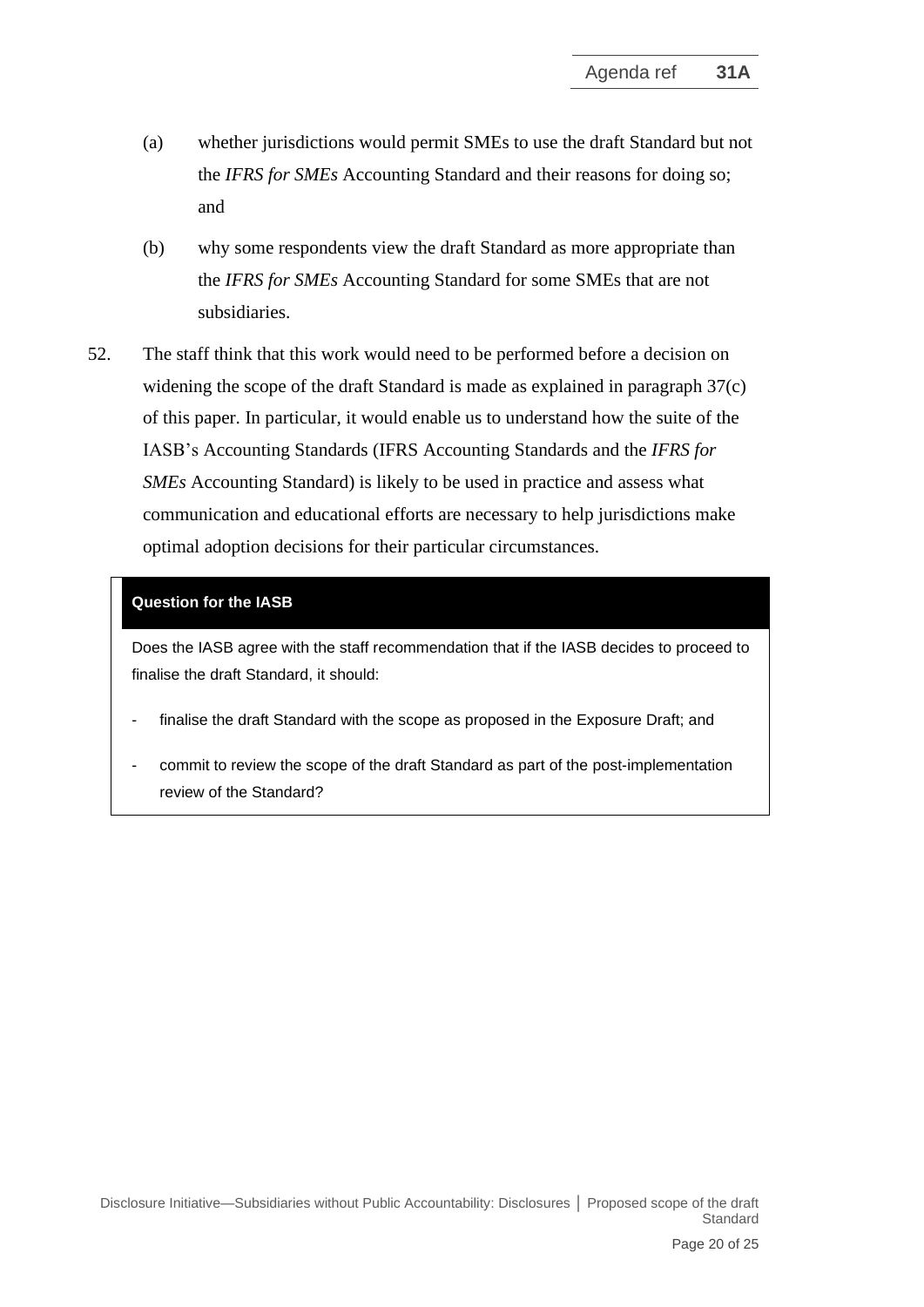(a) whether jurisdictions would permit SMEs to use the draft Standard but not the *IFRS for SMEs* Accounting Standard and their reasons for doing so; and

(b) why some respondents view the draft Standard as more appropriate than the *IFRS for SMEs* Accounting Standard for some SMEs that are not subsidiaries.

52. The staff think that this work would need to be performed before a decision on widening the scope of the draft Standard is made as explained in paragraph 37(c) of this paper. In particular, it would enable us to understand how the suite of the IASB's Accounting Standards (IFRS Accounting Standards and the *IFRS for SMEs* Accounting Standard) is likely to be used in practice and assess what communication and educational efforts are necessary to help jurisdictions make optimal adoption decisions for their particular circumstances.

**Question for the IASB**

Does the IASB agree with the staff recommendation that if the IASB decides to proceed to finalise the draft Standard, it should:

- finalise the draft Standard with the scope as proposed in the Exposure Draft; and
- commit to review the scope of the draft Standard as part of the post-implementation review of the Standard?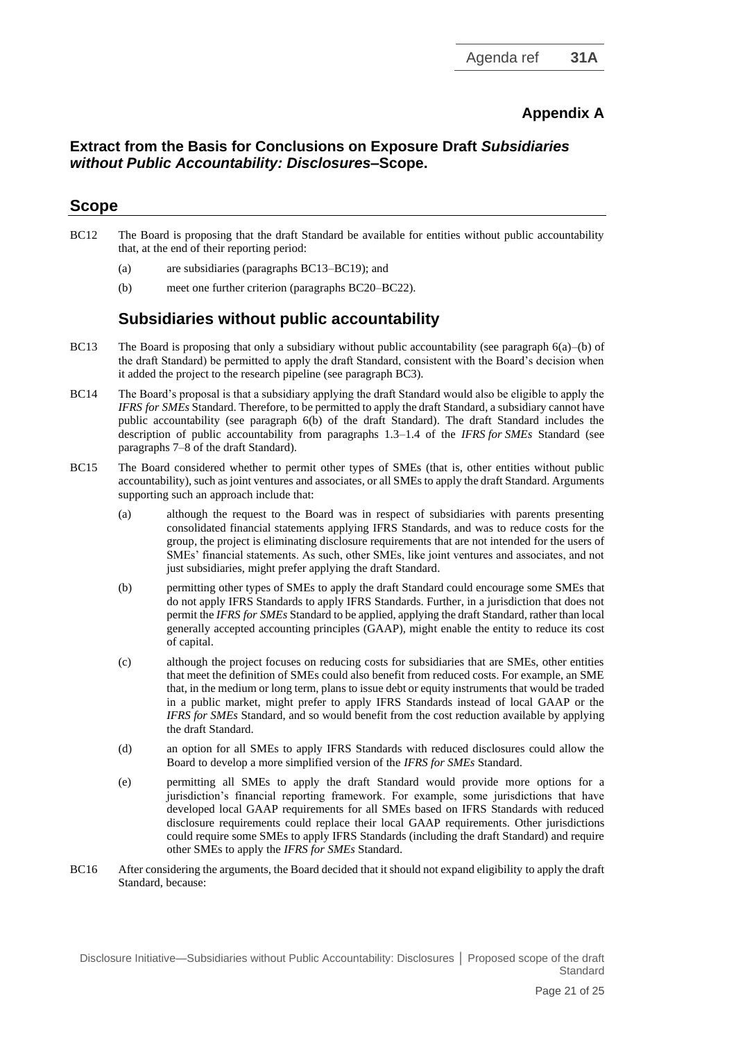## Appendix A

### Extract from the Basis for Conclusions on Exposure Draft *Subsidiaries without Public Accountability: Disclosures*–Scope.

## Scope

BC12 The Board is proposing that the draft Standard be available for entities without public accountability that, at the end of their reporting period:

(a) are subsidiaries (paragraphs BC13–BC19); and

(b) meet one further criterion (paragraphs BC20–BC22).

### Subsidiaries without public accountability

BC13 The Board is proposing that only a subsidiary without public accountability (see paragraph 6(a)–(b) of the draft Standard) be permitted to apply the draft Standard, consistent with the Board's decision when it added the project to the research pipeline (see paragraph BC3).

BC14 The Board's proposal is that a subsidiary applying the draft Standard would also be eligible to apply the *IFRS for SMEs* Standard. Therefore, to be permitted to apply the draft Standard, a subsidiary cannot have public accountability (see paragraph 6(b) of the draft Standard). The draft Standard includes the description of public accountability from paragraphs 1.3–1.4 of the *IFRS for SMEs* Standard (see paragraphs 7–8 of the draft Standard).

BC15 The Board considered whether to permit other types of SMEs (that is, other entities without public accountability), such as joint ventures and associates, or all SMEs to apply the draft Standard. Arguments supporting such an approach include that:

(a) although the request to the Board was in respect of subsidiaries with parents presenting consolidated financial statements applying IFRS Standards, and was to reduce costs for the group, the project is eliminating disclosure requirements that are not intended for the users of SMEs' financial statements. As such, other SMEs, like joint ventures and associates, and not just subsidiaries, might prefer applying the draft Standard.

(b) permitting other types of SMEs to apply the draft Standard could encourage some SMEs that do not apply IFRS Standards to apply IFRS Standards. Further, in a jurisdiction that does not permit the *IFRS for SMEs* Standard to be applied, applying the draft Standard, rather than local generally accepted accounting principles (GAAP), might enable the entity to reduce its cost of capital.

(c) although the project focuses on reducing costs for subsidiaries that are SMEs, other entities that meet the definition of SMEs could also benefit from reduced costs. For example, an SME that, in the medium or long term, plans to issue debt or equity instruments that would be traded in a public market, might prefer to apply IFRS Standards instead of local GAAP or the *IFRS for SMEs* Standard, and so would benefit from the cost reduction available by applying the draft Standard.

(d) an option for all SMEs to apply IFRS Standards with reduced disclosures could allow the Board to develop a more simplified version of the *IFRS for SMEs* Standard.

(e) permitting all SMEs to apply the draft Standard would provide more options for a jurisdiction's financial reporting framework. For example, some jurisdictions that have developed local GAAP requirements for all SMEs based on IFRS Standards with reduced disclosure requirements could replace their local GAAP requirements. Other jurisdictions could require some SMEs to apply IFRS Standards (including the draft Standard) and require other SMEs to apply the *IFRS for SMEs* Standard.

BC16 After considering the arguments, the Board decided that it should not expand eligibility to apply the draft Standard, because: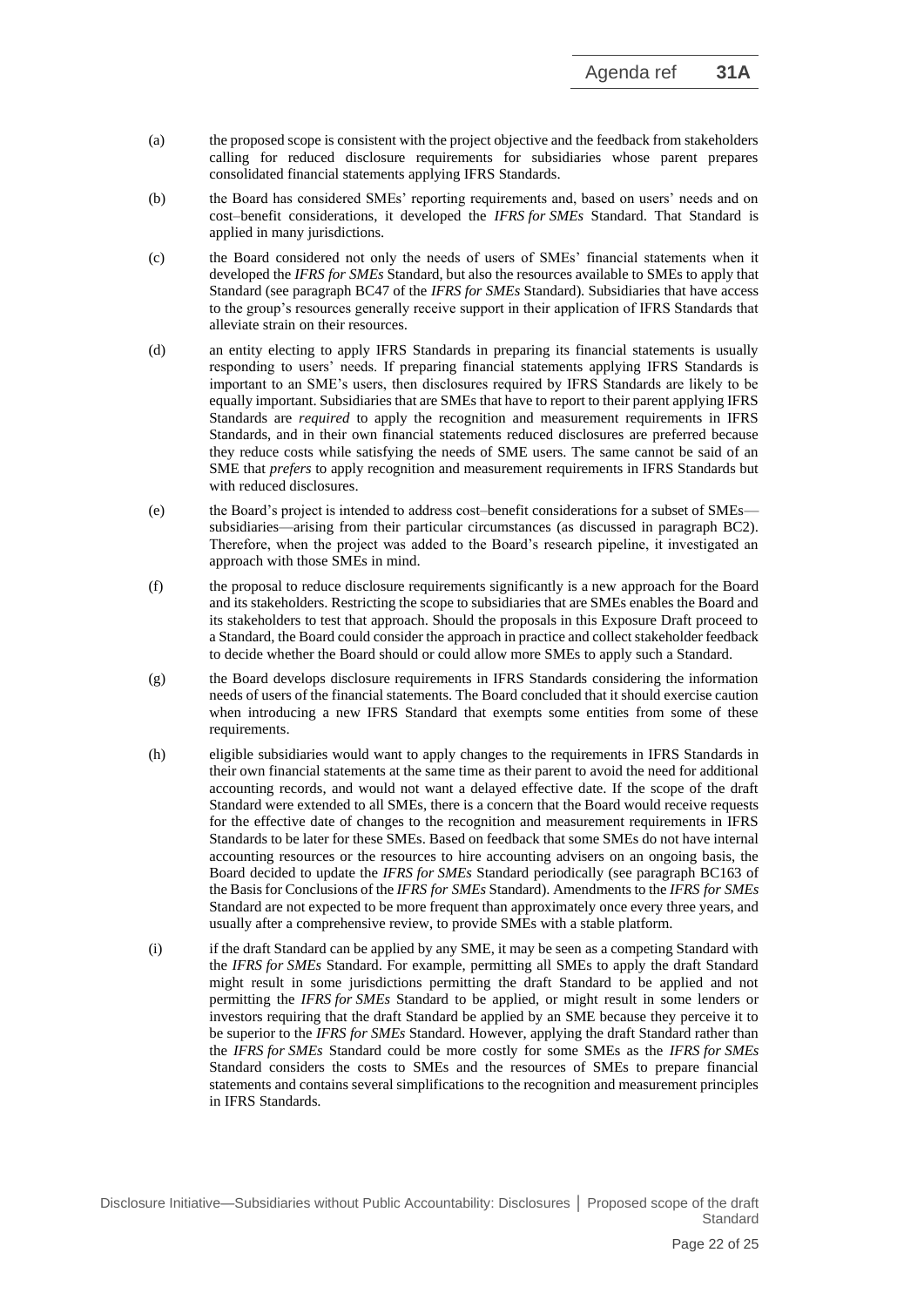(a) the proposed scope is consistent with the project objective and the feedback from stakeholders calling for reduced disclosure requirements for subsidiaries whose parent prepares consolidated financial statements applying IFRS Standards.

(b) the Board has considered SMEs' reporting requirements and, based on users' needs and on cost–benefit considerations, it developed the *IFRS for SMEs* Standard. That Standard is applied in many jurisdictions.

(c) the Board considered not only the needs of users of SMEs' financial statements when it developed the *IFRS for SMEs* Standard, but also the resources available to SMEs to apply that Standard (see paragraph BC47 of the *IFRS for SMEs* Standard). Subsidiaries that have access to the group's resources generally receive support in their application of IFRS Standards that alleviate strain on their resources.

(d) an entity electing to apply IFRS Standards in preparing its financial statements is usually responding to users' needs. If preparing financial statements applying IFRS Standards is important to an SME's users, then disclosures required by IFRS Standards are likely to be equally important. Subsidiaries that are SMEs that have to report to their parent applying IFRS Standards are *required* to apply the recognition and measurement requirements in IFRS Standards, and in their own financial statements reduced disclosures are preferred because they reduce costs while satisfying the needs of SME users. The same cannot be said of an SME that *prefers* to apply recognition and measurement requirements in IFRS Standards but with reduced disclosures.

(e) the Board's project is intended to address cost–benefit considerations for a subset of SMEs—subsidiaries—arising from their particular circumstances (as discussed in paragraph BC2). Therefore, when the project was added to the Board's research pipeline, it investigated an approach with those SMEs in mind.

(f) the proposal to reduce disclosure requirements significantly is a new approach for the Board and its stakeholders. Restricting the scope to subsidiaries that are SMEs enables the Board and its stakeholders to test that approach. Should the proposals in this Exposure Draft proceed to a Standard, the Board could consider the approach in practice and collect stakeholder feedback to decide whether the Board should or could allow more SMEs to apply such a Standard.

(g) the Board develops disclosure requirements in IFRS Standards considering the information needs of users of the financial statements. The Board concluded that it should exercise caution when introducing a new IFRS Standard that exempts some entities from some of these requirements.

(h) eligible subsidiaries would want to apply changes to the requirements in IFRS Standards in their own financial statements at the same time as their parent to avoid the need for additional accounting records, and would not want a delayed effective date. If the scope of the draft Standard were extended to all SMEs, there is a concern that the Board would receive requests for the effective date of changes to the recognition and measurement requirements in IFRS Standards to be later for these SMEs. Based on feedback that some SMEs do not have internal accounting resources or the resources to hire accounting advisers on an ongoing basis, the Board decided to update the *IFRS for SMEs* Standard periodically (see paragraph BC163 of the Basis for Conclusions of the *IFRS for SMEs* Standard). Amendments to the *IFRS for SMEs* Standard are not expected to be more frequent than approximately once every three years, and usually after a comprehensive review, to provide SMEs with a stable platform.

(i) if the draft Standard can be applied by any SME, it may be seen as a competing Standard with the *IFRS for SMEs* Standard. For example, permitting all SMEs to apply the draft Standard might result in some jurisdictions permitting the draft Standard to be applied and not permitting the *IFRS for SMEs* Standard to be applied, or might result in some lenders or investors requiring that the draft Standard be applied by an SME because they perceive it to be superior to the *IFRS for SMEs* Standard. However, applying the draft Standard rather than the *IFRS for SMEs* Standard could be more costly for some SMEs as the *IFRS for SMEs* Standard considers the costs to SMEs and the resources of SMEs to prepare financial statements and contains several simplifications to the recognition and measurement principles in IFRS Standards.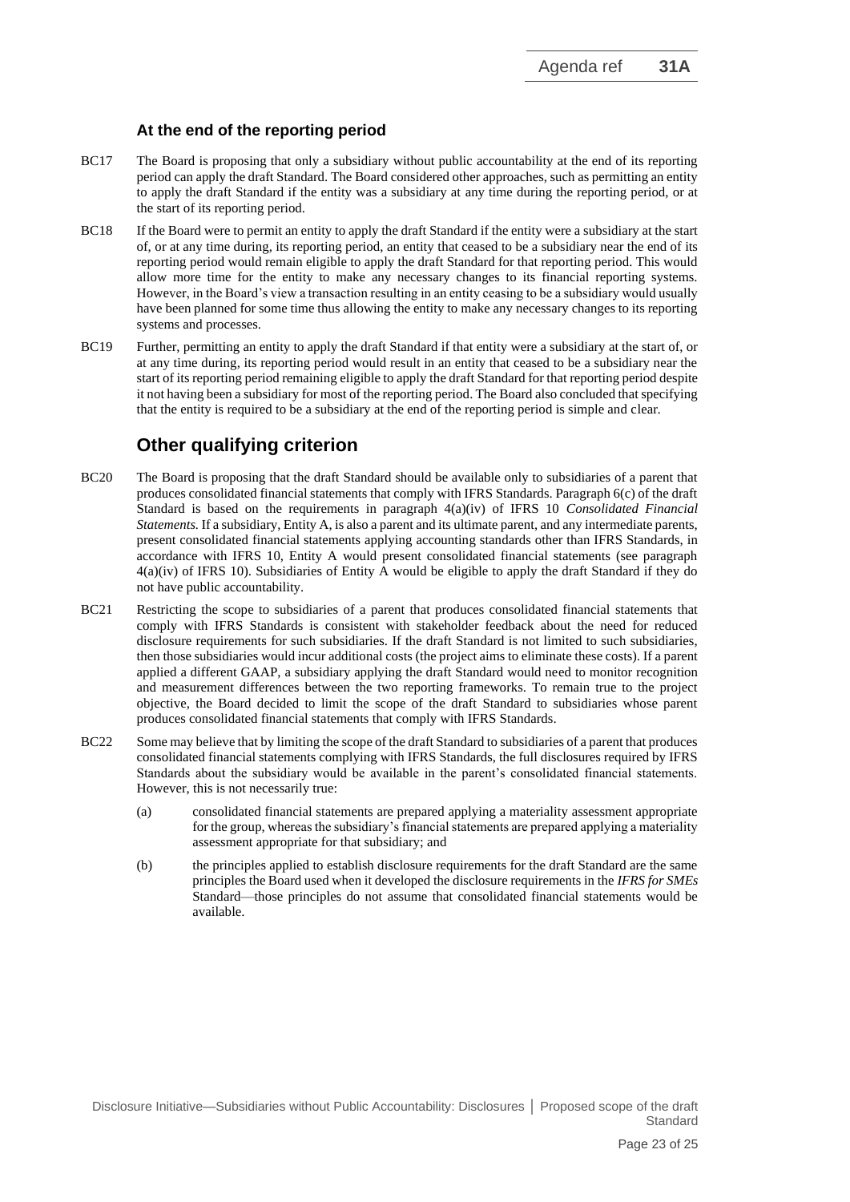### At the end of the reporting period

BC17 The Board is proposing that only a subsidiary without public accountability at the end of its reporting period can apply the draft Standard. The Board considered other approaches, such as permitting an entity to apply the draft Standard if the entity was a subsidiary at any time during the reporting period, or at the start of its reporting period.

BC18 If the Board were to permit an entity to apply the draft Standard if the entity were a subsidiary at the start of, or at any time during, its reporting period, an entity that ceased to be a subsidiary near the end of its reporting period would remain eligible to apply the draft Standard for that reporting period. This would allow more time for the entity to make any necessary changes to its financial reporting systems. However, in the Board's view a transaction resulting in an entity ceasing to be a subsidiary would usually have been planned for some time thus allowing the entity to make any necessary changes to its reporting systems and processes.

BC19 Further, permitting an entity to apply the draft Standard if that entity were a subsidiary at the start of, or at any time during, its reporting period would result in an entity that ceased to be a subsidiary near the start of its reporting period remaining eligible to apply the draft Standard for that reporting period despite it not having been a subsidiary for most of the reporting period. The Board also concluded that specifying that the entity is required to be a subsidiary at the end of the reporting period is simple and clear.

## Other qualifying criterion

BC20 The Board is proposing that the draft Standard should be available only to subsidiaries of a parent that produces consolidated financial statements that comply with IFRS Standards. Paragraph 6(c) of the draft Standard is based on the requirements in paragraph 4(a)(iv) of IFRS 10 *Consolidated Financial Statements.* If a subsidiary, Entity A, is also a parent and its ultimate parent, and any intermediate parents, present consolidated financial statements applying accounting standards other than IFRS Standards, in accordance with IFRS 10, Entity A would present consolidated financial statements (see paragraph 4(a)(iv) of IFRS 10). Subsidiaries of Entity A would be eligible to apply the draft Standard if they do not have public accountability.

BC21 Restricting the scope to subsidiaries of a parent that produces consolidated financial statements that comply with IFRS Standards is consistent with stakeholder feedback about the need for reduced disclosure requirements for such subsidiaries. If the draft Standard is not limited to such subsidiaries, then those subsidiaries would incur additional costs (the project aims to eliminate these costs). If a parent applied a different GAAP, a subsidiary applying the draft Standard would need to monitor recognition and measurement differences between the two reporting frameworks. To remain true to the project objective, the Board decided to limit the scope of the draft Standard to subsidiaries whose parent produces consolidated financial statements that comply with IFRS Standards.

BC22 Some may believe that by limiting the scope of the draft Standard to subsidiaries of a parent that produces consolidated financial statements complying with IFRS Standards, the full disclosures required by IFRS Standards about the subsidiary would be available in the parent's consolidated financial statements. However, this is not necessarily true:

(a) consolidated financial statements are prepared applying a materiality assessment appropriate for the group, whereas the subsidiary's financial statements are prepared applying a materiality assessment appropriate for that subsidiary; and

(b) the principles applied to establish disclosure requirements for the draft Standard are the same principles the Board used when it developed the disclosure requirements in the *IFRS for SMEs* Standard—those principles do not assume that consolidated financial statements would be available.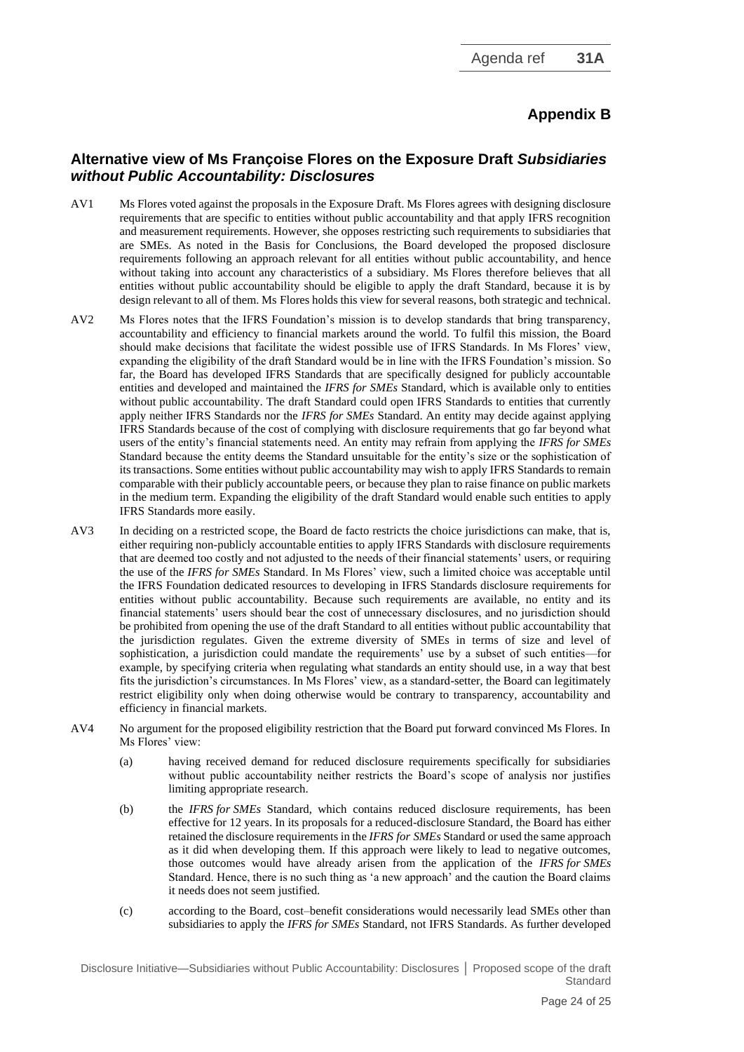## Appendix B

### Alternative view of Ms Françoise Flores on the Exposure Draft *Subsidiaries without Public Accountability: Disclosures*

AV1 Ms Flores voted against the proposals in the Exposure Draft. Ms Flores agrees with designing disclosure requirements that are specific to entities without public accountability and that apply IFRS recognition and measurement requirements. However, she opposes restricting such requirements to subsidiaries that are SMEs. As noted in the Basis for Conclusions, the Board developed the proposed disclosure requirements following an approach relevant for all entities without public accountability, and hence without taking into account any characteristics of a subsidiary. Ms Flores therefore believes that all entities without public accountability should be eligible to apply the draft Standard, because it is by design relevant to all of them. Ms Flores holds this view for several reasons, both strategic and technical.

AV2 Ms Flores notes that the IFRS Foundation's mission is to develop standards that bring transparency, accountability and efficiency to financial markets around the world. To fulfil this mission, the Board should make decisions that facilitate the widest possible use of IFRS Standards. In Ms Flores' view, expanding the eligibility of the draft Standard would be in line with the IFRS Foundation's mission. So far, the Board has developed IFRS Standards that are specifically designed for publicly accountable entities and developed and maintained the *IFRS for SMEs* Standard, which is available only to entities without public accountability. The draft Standard could open IFRS Standards to entities that currently apply neither IFRS Standards nor the *IFRS for SMEs* Standard. An entity may decide against applying IFRS Standards because of the cost of complying with disclosure requirements that go far beyond what users of the entity's financial statements need. An entity may refrain from applying the *IFRS for SMEs* Standard because the entity deems the Standard unsuitable for the entity's size or the sophistication of its transactions. Some entities without public accountability may wish to apply IFRS Standards to remain comparable with their publicly accountable peers, or because they plan to raise finance on public markets in the medium term. Expanding the eligibility of the draft Standard would enable such entities to apply IFRS Standards more easily.

AV3 In deciding on a restricted scope, the Board de facto restricts the choice jurisdictions can make, that is, either requiring non-publicly accountable entities to apply IFRS Standards with disclosure requirements that are deemed too costly and not adjusted to the needs of their financial statements' users, or requiring the use of the *IFRS for SMEs* Standard. In Ms Flores' view, such a limited choice was acceptable until the IFRS Foundation dedicated resources to developing in IFRS Standards disclosure requirements for entities without public accountability. Because such requirements are available, no entity and its financial statements' users should bear the cost of unnecessary disclosures, and no jurisdiction should be prohibited from opening the use of the draft Standard to all entities without public accountability that the jurisdiction regulates. Given the extreme diversity of SMEs in terms of size and level of sophistication, a jurisdiction could mandate the requirements' use by a subset of such entities—for example, by specifying criteria when regulating what standards an entity should use, in a way that best fits the jurisdiction's circumstances. In Ms Flores' view, as a standard-setter, the Board can legitimately restrict eligibility only when doing otherwise would be contrary to transparency, accountability and efficiency in financial markets.

AV4 No argument for the proposed eligibility restriction that the Board put forward convinced Ms Flores. In Ms Flores' view:

(a) having received demand for reduced disclosure requirements specifically for subsidiaries without public accountability neither restricts the Board's scope of analysis nor justifies limiting appropriate research.

(b) the *IFRS for SMEs* Standard, which contains reduced disclosure requirements, has been effective for 12 years. In its proposals for a reduced-disclosure Standard, the Board has either retained the disclosure requirements in the *IFRS for SMEs* Standard or used the same approach as it did when developing them. If this approach were likely to lead to negative outcomes, those outcomes would have already arisen from the application of the *IFRS for SMEs* Standard. Hence, there is no such thing as 'a new approach' and the caution the Board claims it needs does not seem justified.

(c) according to the Board, cost–benefit considerations would necessarily lead SMEs other than subsidiaries to apply the *IFRS for SMEs* Standard, not IFRS Standards. As further developed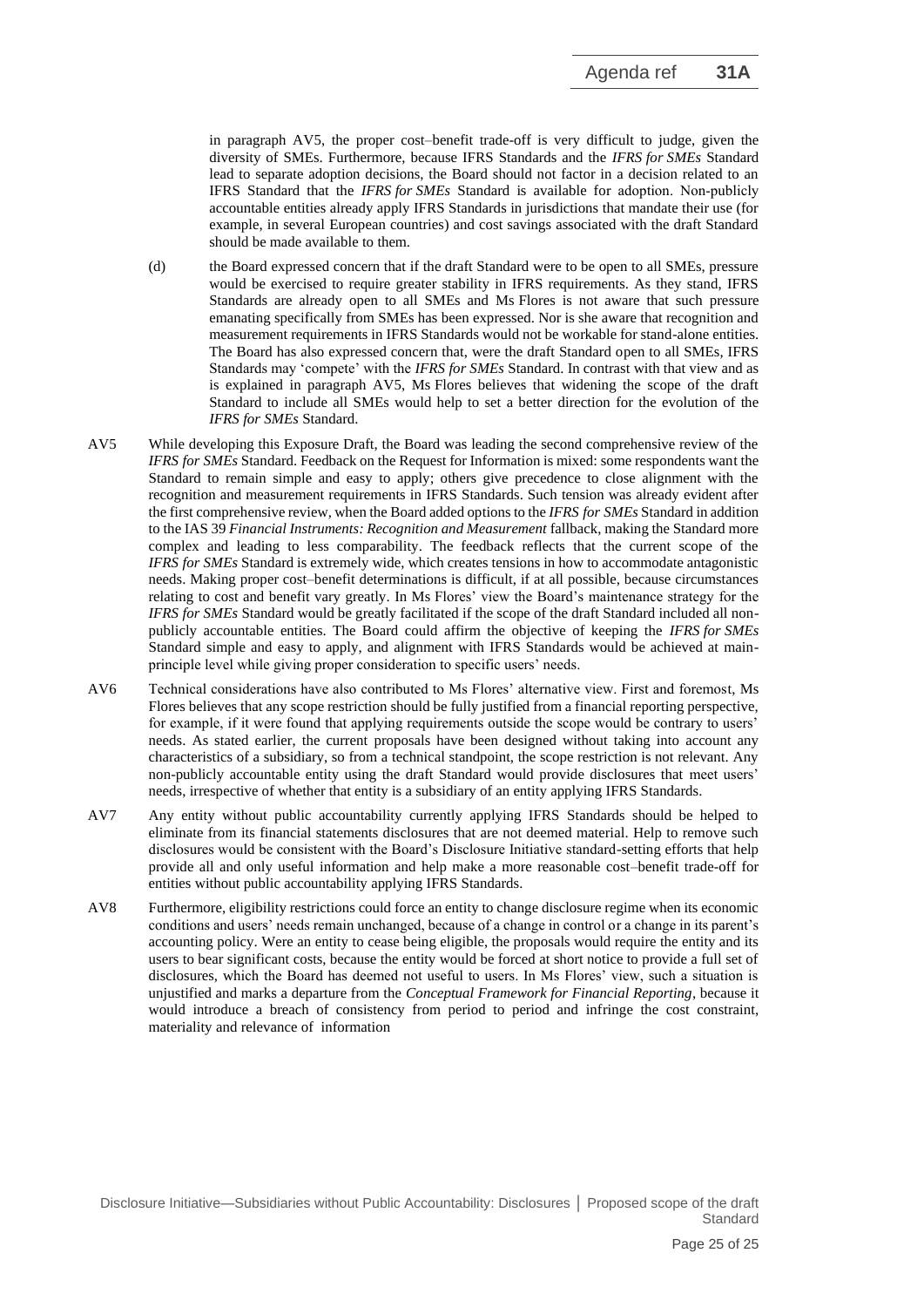in paragraph AV5, the proper cost–benefit trade-off is very difficult to judge, given the diversity of SMEs. Furthermore, because IFRS Standards and the *IFRS for SMEs* Standard lead to separate adoption decisions, the Board should not factor in a decision related to an IFRS Standard that the *IFRS for SMEs* Standard is available for adoption. Non-publicly accountable entities already apply IFRS Standards in jurisdictions that mandate their use (for example, in several European countries) and cost savings associated with the draft Standard should be made available to them.

(d) the Board expressed concern that if the draft Standard were to be open to all SMEs, pressure would be exercised to require greater stability in IFRS requirements. As they stand, IFRS Standards are already open to all SMEs and Ms Flores is not aware that such pressure emanating specifically from SMEs has been expressed. Nor is she aware that recognition and measurement requirements in IFRS Standards would not be workable for stand-alone entities. The Board has also expressed concern that, were the draft Standard open to all SMEs, IFRS Standards may 'compete' with the *IFRS for SMEs* Standard. In contrast with that view and as is explained in paragraph AV5, Ms Flores believes that widening the scope of the draft Standard to include all SMEs would help to set a better direction for the evolution of the *IFRS for SMEs* Standard.

AV5 While developing this Exposure Draft, the Board was leading the second comprehensive review of the *IFRS for SMEs* Standard. Feedback on the Request for Information is mixed: some respondents want the Standard to remain simple and easy to apply; others give precedence to close alignment with the recognition and measurement requirements in IFRS Standards. Such tension was already evident after the first comprehensive review, when the Board added options to the *IFRS for SMEs* Standard in addition to the IAS 39 *Financial Instruments: Recognition and Measurement* fallback, making the Standard more complex and leading to less comparability. The feedback reflects that the current scope of the *IFRS for SMEs* Standard is extremely wide, which creates tensions in how to accommodate antagonistic needs. Making proper cost–benefit determinations is difficult, if at all possible, because circumstances relating to cost and benefit vary greatly. In Ms Flores' view the Board's maintenance strategy for the *IFRS for SMEs* Standard would be greatly facilitated if the scope of the draft Standard included all non-publicly accountable entities. The Board could affirm the objective of keeping the *IFRS for SMEs* Standard simple and easy to apply, and alignment with IFRS Standards would be achieved at main-principle level while giving proper consideration to specific users' needs.

AV6 Technical considerations have also contributed to Ms Flores' alternative view. First and foremost, Ms Flores believes that any scope restriction should be fully justified from a financial reporting perspective, for example, if it were found that applying requirements outside the scope would be contrary to users' needs. As stated earlier, the current proposals have been designed without taking into account any characteristics of a subsidiary, so from a technical standpoint, the scope restriction is not relevant. Any non-publicly accountable entity using the draft Standard would provide disclosures that meet users' needs, irrespective of whether that entity is a subsidiary of an entity applying IFRS Standards.

AV7 Any entity without public accountability currently applying IFRS Standards should be helped to eliminate from its financial statements disclosures that are not deemed material. Help to remove such disclosures would be consistent with the Board's Disclosure Initiative standard-setting efforts that help provide all and only useful information and help make a more reasonable cost–benefit trade-off for entities without public accountability applying IFRS Standards.

AV8 Furthermore, eligibility restrictions could force an entity to change disclosure regime when its economic conditions and users' needs remain unchanged, because of a change in control or a change in its parent's accounting policy. Were an entity to cease being eligible, the proposals would require the entity and its users to bear significant costs, because the entity would be forced at short notice to provide a full set of disclosures, which the Board has deemed not useful to users. In Ms Flores' view, such a situation is unjustified and marks a departure from the *Conceptual Framework for Financial Reporting*, because it would introduce a breach of consistency from period to period and infringe the cost constraint, materiality and relevance of information